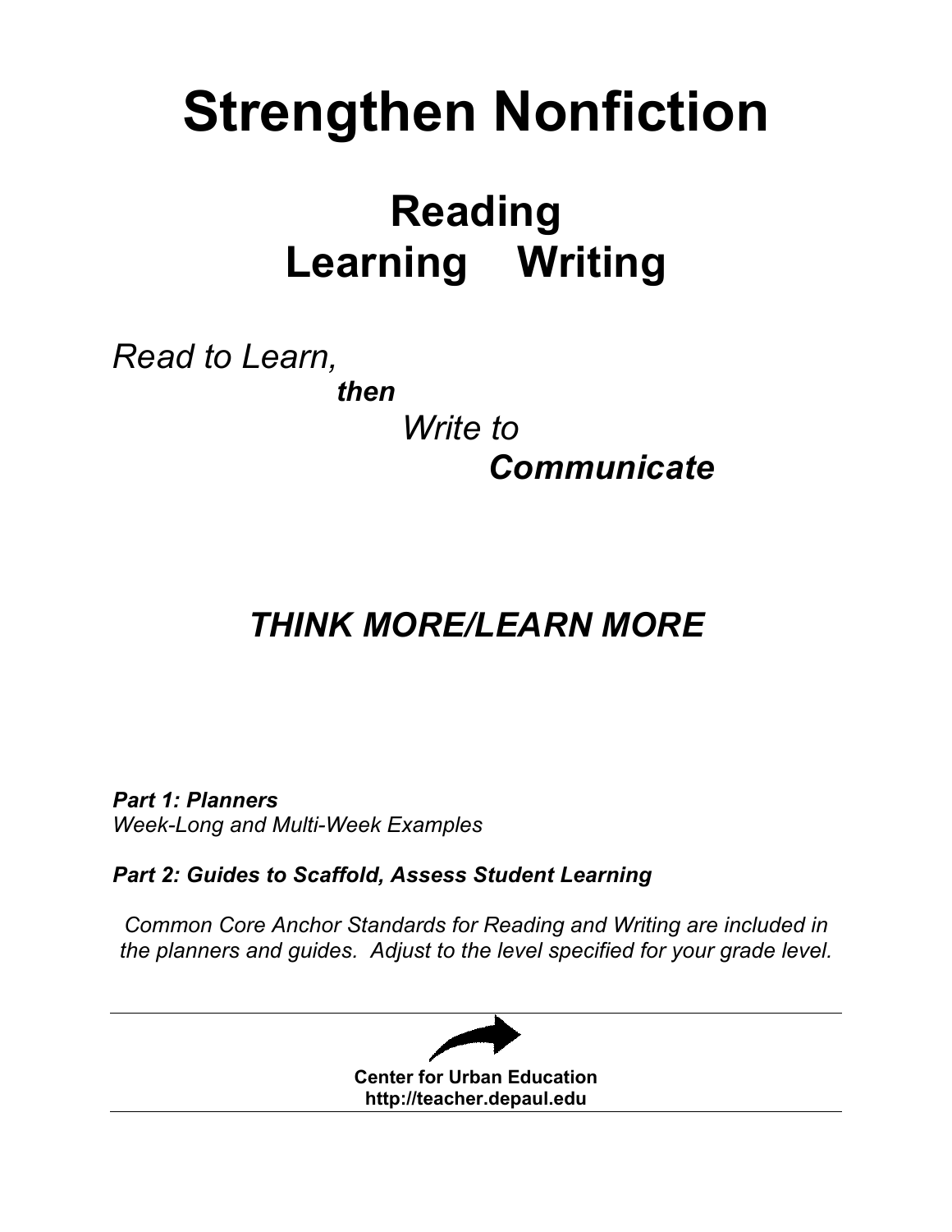# Strengthen Nonfiction

## Reading
## Learning Writing

*Read to Learn,*

***then***

*Write to*

***Communicate***

### *THINK MORE/LEARN MORE*

***Part 1: Planners***
*Week-Long and Multi-Week Examples*

***Part 2: Guides to Scaffold, Assess Student Learning***

*Common Core Anchor Standards for Reading and Writing are included in the planners and guides. Adjust to the level specified for your grade level.*

---

**Center for Urban Education**
**http://teacher.depaul.edu**

---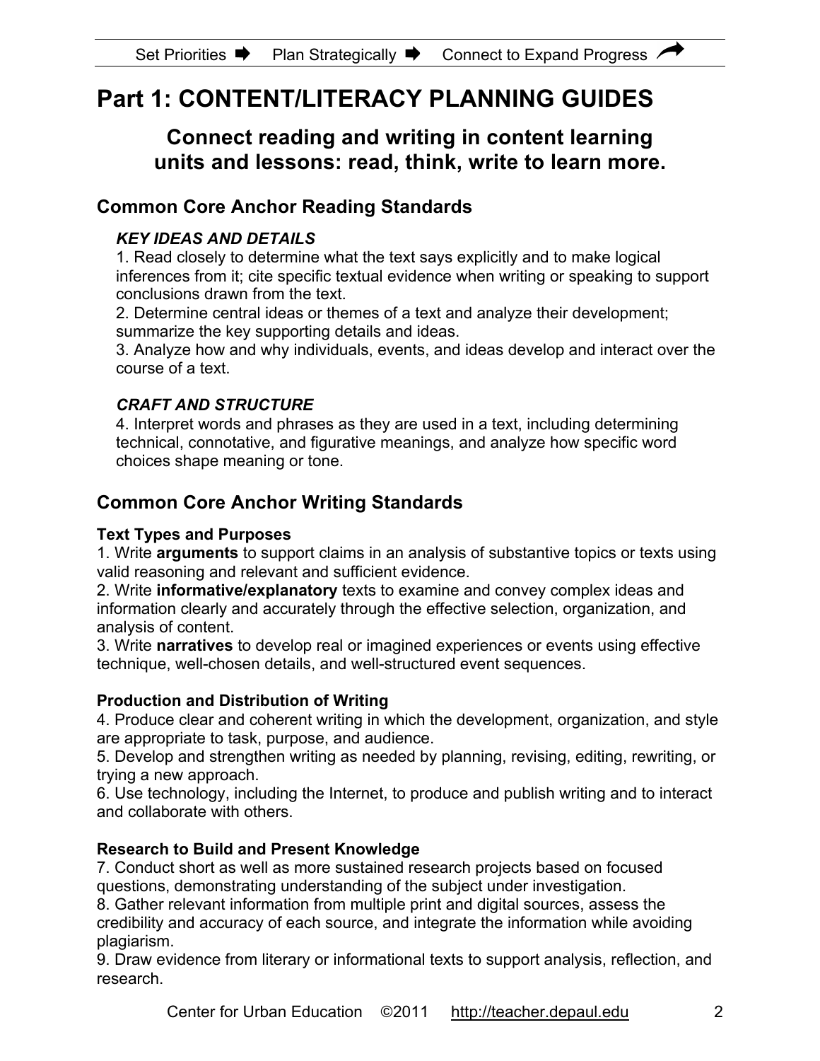# Part 1: CONTENT/LITERACY PLANNING GUIDES

## Connect reading and writing in content learning units and lessons: read, think, write to learn more.

### Common Core Anchor Reading Standards

***KEY IDEAS AND DETAILS***

1. Read closely to determine what the text says explicitly and to make logical inferences from it; cite specific textual evidence when writing or speaking to support conclusions drawn from the text.
2. Determine central ideas or themes of a text and analyze their development; summarize the key supporting details and ideas.
3. Analyze how and why individuals, events, and ideas develop and interact over the course of a text.

***CRAFT AND STRUCTURE***

4. Interpret words and phrases as they are used in a text, including determining technical, connotative, and figurative meanings, and analyze how specific word choices shape meaning or tone.

### Common Core Anchor Writing Standards

**Text Types and Purposes**

1. Write **arguments** to support claims in an analysis of substantive topics or texts using valid reasoning and relevant and sufficient evidence.
2. Write **informative/explanatory** texts to examine and convey complex ideas and information clearly and accurately through the effective selection, organization, and analysis of content.
3. Write **narratives** to develop real or imagined experiences or events using effective technique, well-chosen details, and well-structured event sequences.

**Production and Distribution of Writing**

4. Produce clear and coherent writing in which the development, organization, and style are appropriate to task, purpose, and audience.
5. Develop and strengthen writing as needed by planning, revising, editing, rewriting, or trying a new approach.
6. Use technology, including the Internet, to produce and publish writing and to interact and collaborate with others.

**Research to Build and Present Knowledge**

7. Conduct short as well as more sustained research projects based on focused questions, demonstrating understanding of the subject under investigation.
8. Gather relevant information from multiple print and digital sources, assess the credibility and accuracy of each source, and integrate the information while avoiding plagiarism.
9. Draw evidence from literary or informational texts to support analysis, reflection, and research.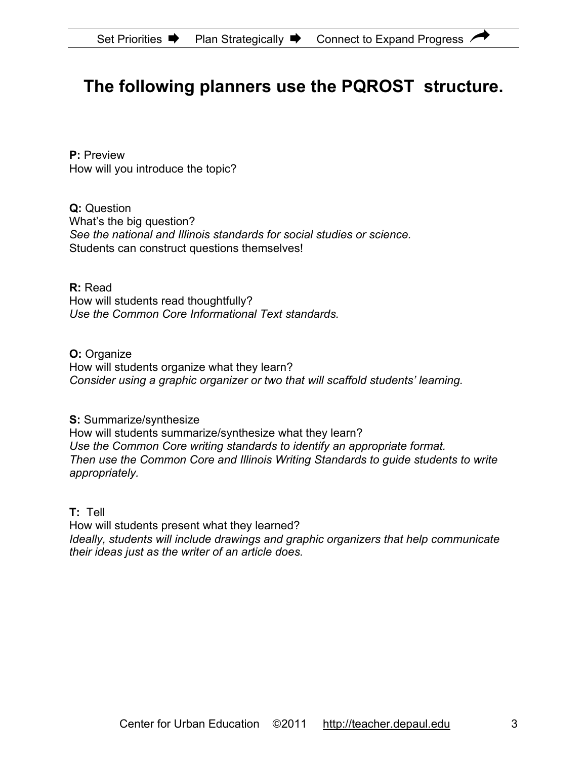# The following planners use the PQROST structure.

**P:** Preview
How will you introduce the topic?

**Q:** Question
What's the big question?
*See the national and Illinois standards for social studies or science.*
Students can construct questions themselves!

**R:** Read
How will students read thoughtfully?
*Use the Common Core Informational Text standards.*

**O:** Organize
How will students organize what they learn?
*Consider using a graphic organizer or two that will scaffold students' learning.*

**S:** Summarize/synthesize
How will students summarize/synthesize what they learn?
*Use the Common Core writing standards to identify an appropriate format.*
*Then use the Common Core and Illinois Writing Standards to guide students to write appropriately.*

**T:** Tell
How will students present what they learned?
*Ideally, students will include drawings and graphic organizers that help communicate their ideas just as the writer of an article does.*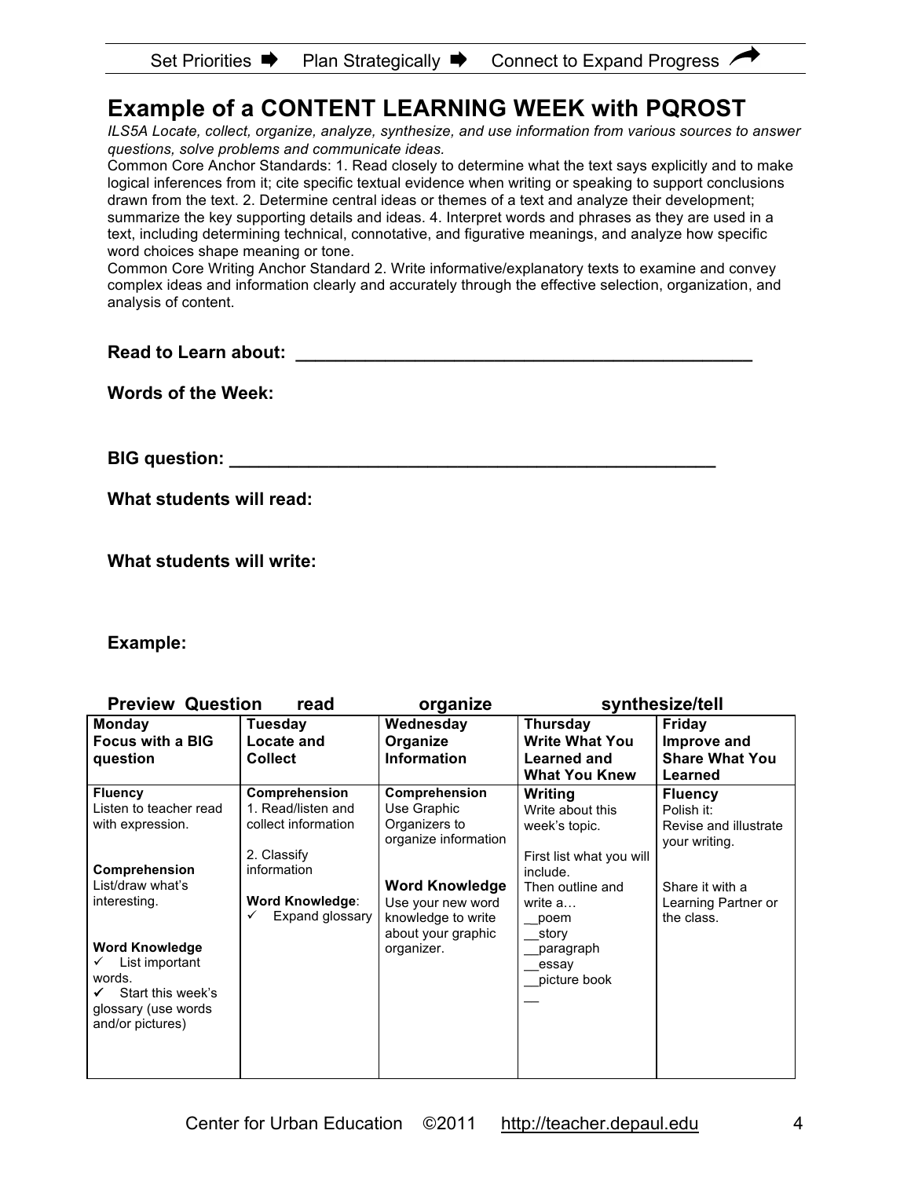Set Priorities ➡ Plan Strategically ➡ Connect to Expand Progress

# Example of a CONTENT LEARNING WEEK with PQROST

*ILS5A Locate, collect, organize, analyze, synthesize, and use information from various sources to answer questions, solve problems and communicate ideas.*

Common Core Anchor Standards: 1. Read closely to determine what the text says explicitly and to make logical inferences from it; cite specific textual evidence when writing or speaking to support conclusions drawn from the text. 2. Determine central ideas or themes of a text and analyze their development; summarize the key supporting details and ideas. 4. Interpret words and phrases as they are used in a text, including determining technical, connotative, and figurative meanings, and analyze how specific word choices shape meaning or tone.

Common Core Writing Anchor Standard 2. Write informative/explanatory texts to examine and convey complex ideas and information clearly and accurately through the effective selection, organization, and analysis of content.

**Read to Learn about: ______________________________________________**

**Words of the Week:**

**BIG question: ______________________________________________**

**What students will read:**

**What students will write:**

**Example:**

**Preview Question read organize synthesize/tell**

| **Monday**<br>**Focus with a BIG question** | **Tuesday**<br>**Locate and Collect** | **Wednesday**<br>**Organize Information** | **Thursday**<br>**Write What You Learned and What You Knew** | **Friday**<br>**Improve and Share What You Learned** |
|---|---|---|---|---|
| **Fluency**<br>Listen to teacher read with expression.<br><br>**Comprehension**<br>List/draw what's interesting.<br><br>**Word Knowledge**<br>✓ List important words.<br>✓ Start this week's glossary (use words and/or pictures) | **Comprehension**<br>1. Read/listen and collect information<br><br>2. Classify information<br><br>**Word Knowledge**:<br>✓ Expand glossary | **Comprehension**<br>Use Graphic Organizers to organize information<br><br>**Word Knowledge**<br>Use your new word knowledge to write about your graphic organizer. | **Writing**<br>Write about this week's topic.<br><br>First list what you will include.<br>Then outline and write a…<br>__poem<br>__story<br>__paragraph<br>__essay<br>__picture book<br>__ | **Fluency**<br>Polish it:<br>Revise and illustrate your writing.<br><br>Share it with a Learning Partner or the class. |

Center for Urban Education ©2011 http://teacher.depaul.edu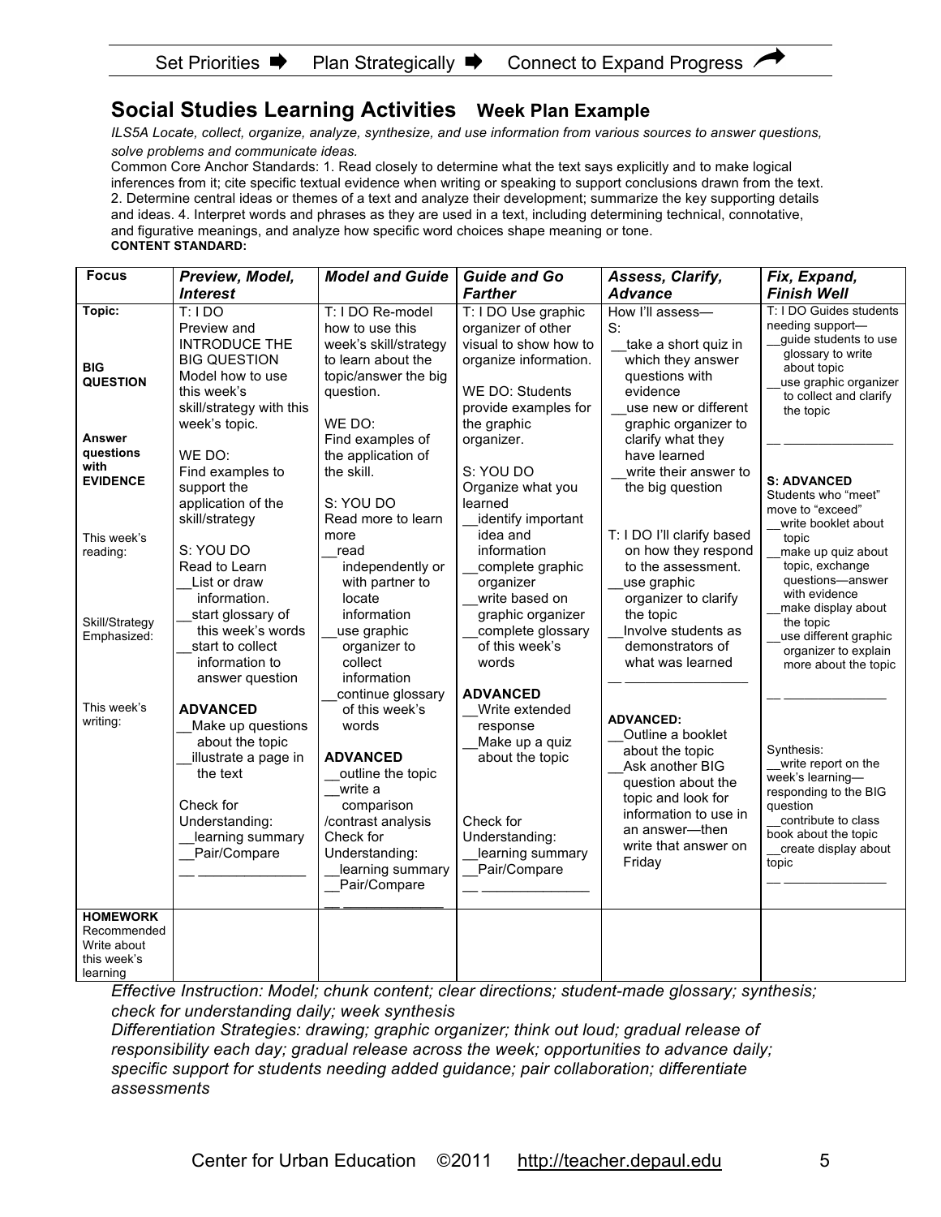Set Priorities ➡ Plan Strategically ➡ Connect to Expand Progress ↗

## Social Studies Learning Activities Week Plan Example

*ILS5A Locate, collect, organize, analyze, synthesize, and use information from various sources to answer questions, solve problems and communicate ideas.*

Common Core Anchor Standards: 1. Read closely to determine what the text says explicitly and to make logical inferences from it; cite specific textual evidence when writing or speaking to support conclusions drawn from the text. 2. Determine central ideas or themes of a text and analyze their development; summarize the key supporting details and ideas. 4. Interpret words and phrases as they are used in a text, including determining technical, connotative, and figurative meanings, and analyze how specific word choices shape meaning or tone.

**CONTENT STANDARD:**

| Focus | *Preview, Model, Interest* | *Model and Guide* | *Guide and Go Farther* | *Assess, Clarify, Advance* | *Fix, Expand, Finish Well* |
|---|---|---|---|---|---|
| Topic:<br><br>**BIG QUESTION**<br><br>**Answer questions with EVIDENCE**<br><br>This week's reading:<br><br>Skill/Strategy Emphasized:<br><br>This week's writing: | T: I DO<br>Preview and INTRODUCE THE BIG QUESTION<br>Model how to use this week's skill/strategy with this week's topic.<br><br>WE DO:<br>Find examples to support the application of the skill/strategy<br><br>S: YOU DO<br>Read to Learn<br>__List or draw information.<br>__start glossary of this week's words<br>__start to collect information to answer question<br><br>**ADVANCED**<br>__Make up questions about the topic<br>__illustrate a page in the text<br><br>Check for Understanding:<br>__learning summary<br>__Pair/Compare<br>__ ______________ | T: I DO Re-model how to use this week's skill/strategy to learn about the topic/answer the big question.<br><br>WE DO:<br>Find examples of the application of the skill.<br><br>S: YOU DO<br>Read more to learn more<br>__read independently or with partner to locate information<br>__use graphic organizer to collect information<br>__continue glossary of this week's words<br><br>**ADVANCED**<br>__outline the topic<br>__write a comparison /contrast analysis<br>Check for Understanding:<br>__learning summary<br>__Pair/Compare<br>__ ______________ | T: I DO Use graphic organizer of other visual to show how to organize information.<br><br>WE DO: Students provide examples for the graphic organizer.<br><br>S: YOU DO<br>Organize what you learned<br>__identify important idea and information<br>__complete graphic organizer<br>__write based on graphic organizer<br>__complete glossary of this week's words<br><br>**ADVANCED**<br>__Write extended response<br>__Make up a quiz about the topic<br><br>Check for Understanding:<br>__learning summary<br>__Pair/Compare<br>__ ______________ | How I'll assess—<br>S:<br>__take a short quiz in which they answer questions with evidence<br>__use new or different graphic organizer to clarify what they have learned<br>__write their answer to the big question<br><br>T: I DO I'll clarify based on how they respond to the assessment.<br>__use graphic organizer to clarify the topic<br>__Involve students as demonstrators of what was learned<br>__ ______________<br><br>**ADVANCED:**<br>__Outline a booklet about the topic<br>__Ask another BIG question about the topic and look for information to use in an answer—then write that answer on Friday | T: I DO Guides students needing support—<br>__guide students to use glossary to write about topic<br>__use graphic organizer to collect and clarify the topic<br><br>__ ______________<br><br>**S: ADVANCED**<br>Students who "meet" move to "exceed"<br>__write booklet about topic<br>__make up quiz about topic, exchange questions—answer with evidence<br>__make display about the topic<br>__use different graphic organizer to explain more about the topic<br><br>__ ______________<br><br>Synthesis:<br>__write report on the week's learning—responding to the BIG question<br>__contribute to class book about the topic<br>__create display about topic<br>__ ______________ |
| **HOMEWORK** Recommended Write about this week's learning | | | | | |

*Effective Instruction: Model; chunk content; clear directions; student-made glossary; synthesis; check for understanding daily; week synthesis*

*Differentiation Strategies: drawing; graphic organizer; think out loud; gradual release of responsibility each day; gradual release across the week; opportunities to advance daily; specific support for students needing added guidance; pair collaboration; differentiate assessments*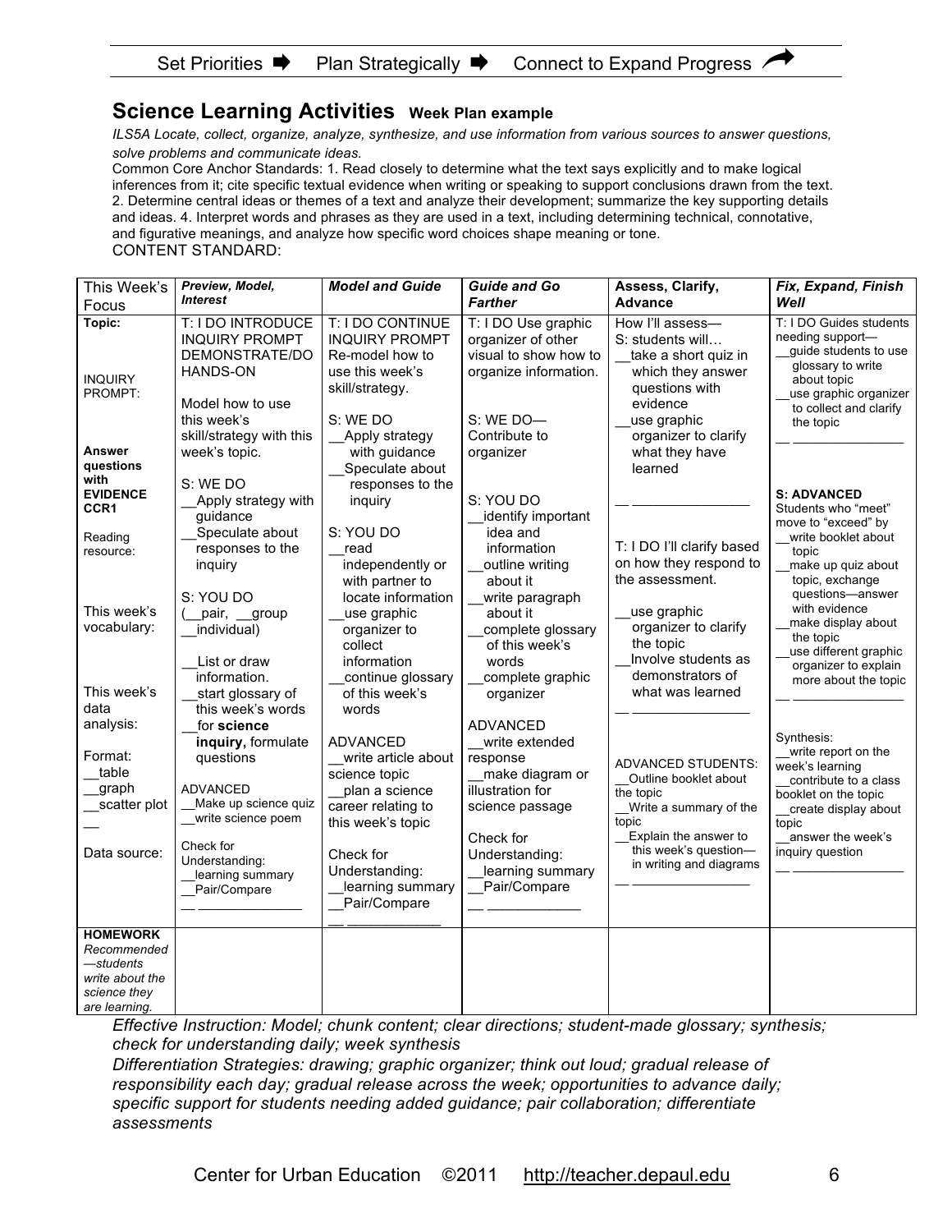Set Priorities ➡ Plan Strategically ➡ Connect to Expand Progress ↗

## Science Learning Activities **Week Plan example**

*ILS5A Locate, collect, organize, analyze, synthesize, and use information from various sources to answer questions, solve problems and communicate ideas.*

Common Core Anchor Standards: 1. Read closely to determine what the text says explicitly and to make logical inferences from it; cite specific textual evidence when writing or speaking to support conclusions drawn from the text. 2. Determine central ideas or themes of a text and analyze their development; summarize the key supporting details and ideas. 4. Interpret words and phrases as they are used in a text, including determining technical, connotative, and figurative meanings, and analyze how specific word choices shape meaning or tone.

CONTENT STANDARD:

| This Week's Focus | ***Preview, Model, Interest*** | ***Model and Guide*** | ***Guide and Go Farther*** | **Assess, Clarify, Advance** | ***Fix, Expand, Finish Well*** |
|---|---|---|---|---|---|
| **Topic:**<br><br>INQUIRY PROMPT:<br><br>**Answer questions with EVIDENCE CCR1**<br><br>Reading resource:<br><br>This week's vocabulary:<br><br>This week's data analysis:<br><br>Format:<br>__table<br>__graph<br>__scatter plot<br>__<br><br>Data source: | T: I DO INTRODUCE INQUIRY PROMPT DEMONSTRATE/DO HANDS-ON<br><br>Model how to use this week's skill/strategy with this week's topic.<br><br>S: WE DO<br>__Apply strategy with guidance<br>__Speculate about responses to the inquiry<br><br>S: YOU DO<br>(__pair, __group __individual)<br><br>__List or draw information.<br>__start glossary of this week's words<br>__for **science inquiry,** formulate questions<br><br>ADVANCED<br>__Make up science quiz<br>__write science poem<br><br>Check for Understanding:<br>__learning summary<br>__Pair/Compare<br>__ ____________ | T: I DO CONTINUE INQUIRY PROMPT Re-model how to use this week's skill/strategy.<br><br>S: WE DO<br>__Apply strategy with guidance<br>__Speculate about responses to the inquiry<br><br>S: YOU DO<br>__read independently or with partner to locate information<br>__use graphic organizer to collect information<br>__continue glossary of this week's words<br><br>ADVANCED<br>__write article about science topic<br>__plan a science career relating to this week's topic<br><br>Check for Understanding:<br>__learning summary<br>__Pair/Compare<br>__ ____________ | T: I DO Use graphic organizer of other visual to show how to organize information.<br><br>S: WE DO—Contribute to organizer<br><br>S: YOU DO<br>__identify important idea and information<br>__outline writing about it<br>__write paragraph about it<br>__complete glossary of this week's words<br>__complete graphic organizer<br><br>ADVANCED<br>__write extended response<br>__make diagram or illustration for science passage<br><br>Check for Understanding:<br>__learning summary<br>__Pair/Compare<br>__ ____________ | How I'll assess—<br>S: students will…<br>__take a short quiz in which they answer questions with evidence<br>__use graphic organizer to clarify what they have learned<br><br>__ ____________<br><br>T: I DO I'll clarify based on how they respond to the assessment.<br><br>__use graphic organizer to clarify the topic<br>__Involve students as demonstrators of what was learned<br>__ ____________<br><br>ADVANCED STUDENTS:<br>__Outline booklet about the topic<br>__Write a summary of the topic<br>__Explain the answer to this week's question—in writing and diagrams<br>__ ____________ | T: I DO Guides students needing support—<br>__guide students to use glossary to write about topic<br>__use graphic organizer to collect and clarify the topic<br>__ ____________<br><br>**S: ADVANCED**<br>Students who "meet" move to "exceed" by<br>__write booklet about topic<br>__make up quiz about topic, exchange questions—answer with evidence<br>__make display about the topic<br>__use different graphic organizer to explain more about the topic<br>__ ____________<br><br>Synthesis:<br>__write report on the week's learning<br>__contribute to a class booklet on the topic<br>__create display about topic<br>__answer the week's inquiry question<br>__ ____________ |
| **HOMEWORK** *Recommended —students write about the science they are learning.* | | | | | |

*Effective Instruction: Model; chunk content; clear directions; student-made glossary; synthesis; check for understanding daily; week synthesis*

*Differentiation Strategies: drawing; graphic organizer; think out loud; gradual release of responsibility each day; gradual release across the week; opportunities to advance daily; specific support for students needing added guidance; pair collaboration; differentiate assessments*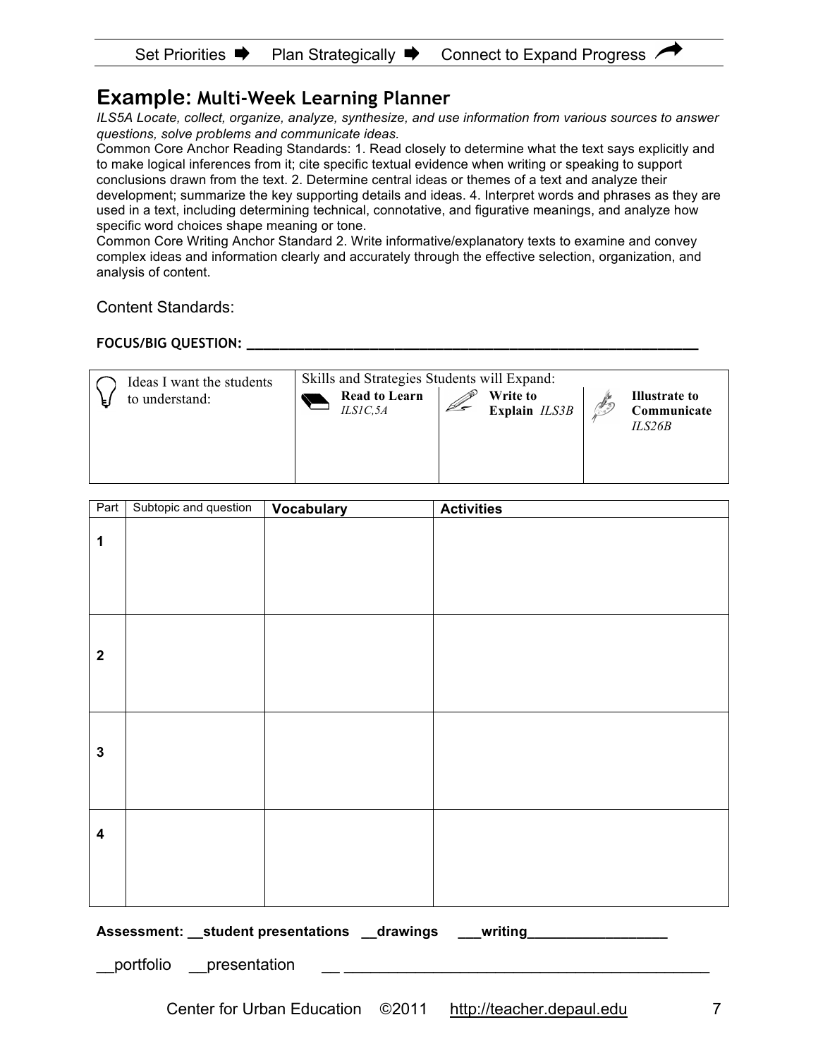Set Priorities ➡ Plan Strategically ➡ Connect to Expand Progress

# Example: Multi-Week Learning Planner

*ILS5A Locate, collect, organize, analyze, synthesize, and use information from various sources to answer questions, solve problems and communicate ideas.*

Common Core Anchor Reading Standards: 1. Read closely to determine what the text says explicitly and to make logical inferences from it; cite specific textual evidence when writing or speaking to support conclusions drawn from the text. 2. Determine central ideas or themes of a text and analyze their development; summarize the key supporting details and ideas. 4. Interpret words and phrases as they are used in a text, including determining technical, connotative, and figurative meanings, and analyze how specific word choices shape meaning or tone.

Common Core Writing Anchor Standard 2. Write informative/explanatory texts to examine and convey complex ideas and information clearly and accurately through the effective selection, organization, and analysis of content.

Content Standards:

**FOCUS/BIG QUESTION: ___________________________________________________________**

| Ideas I want the students to understand: | Skills and Strategies Students will Expand: | | |
|---|---|---|---|
| | **Read to Learn** *ILS1C,5A* | **Write to Explain** *ILS3B* | **Illustrate to Communicate** *ILS26B* |
| | | | |

| Part | Subtopic and question | Vocabulary | Activities |
|---|---|---|---|
| 1 | | | |
| 2 | | | |
| 3 | | | |
| 4 | | | |

**Assessment: __student presentations __drawings ___writing_________________**

__portfolio __presentation __ ___________________________________________

Center for Urban Education ©2011 http://teacher.depaul.edu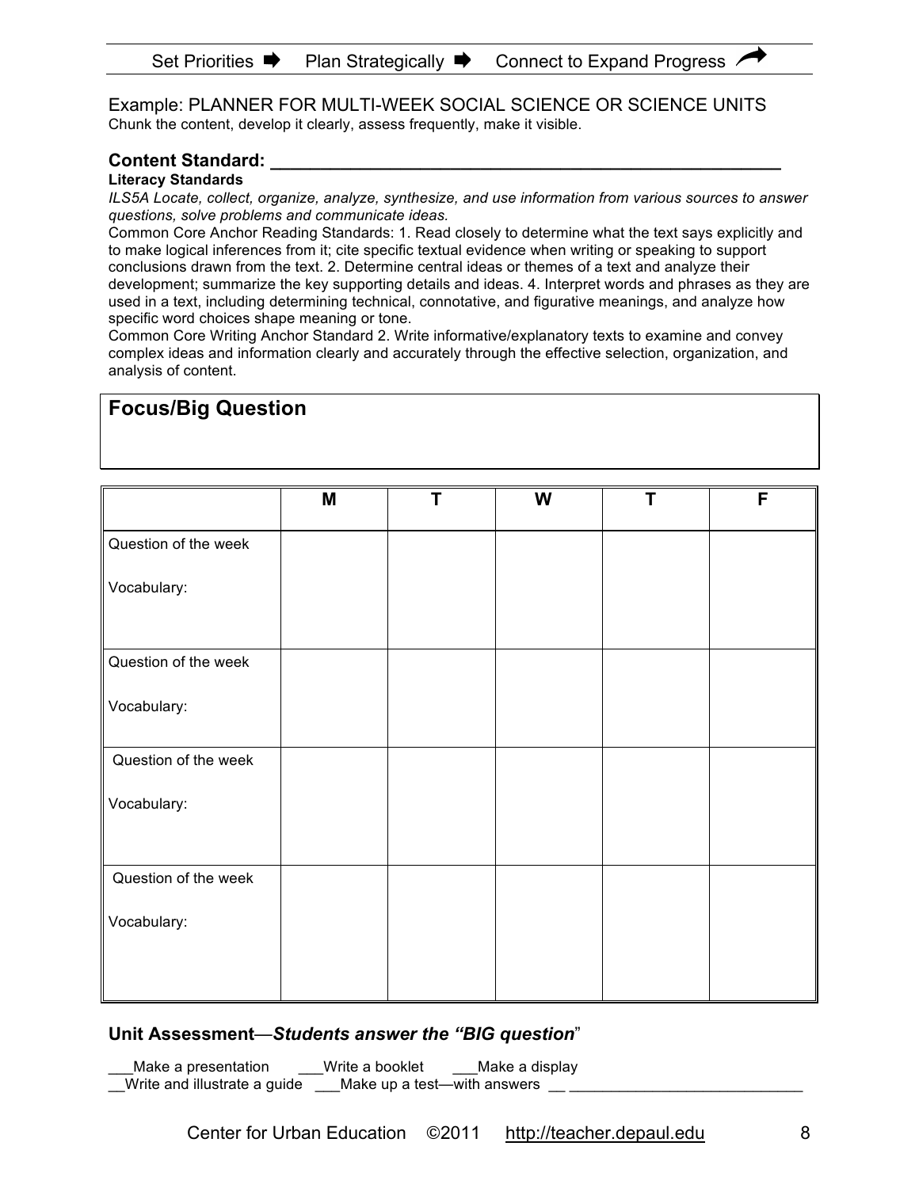Set Priorities ➡ Plan Strategically ➡ Connect to Expand Progress

Example: PLANNER FOR MULTI-WEEK SOCIAL SCIENCE OR SCIENCE UNITS
Chunk the content, develop it clearly, assess frequently, make it visible.

**Content Standard: _______________________________________________**

**Literacy Standards**

*ILS5A Locate, collect, organize, analyze, synthesize, and use information from various sources to answer questions, solve problems and communicate ideas.*

Common Core Anchor Reading Standards: 1. Read closely to determine what the text says explicitly and to make logical inferences from it; cite specific textual evidence when writing or speaking to support conclusions drawn from the text. 2. Determine central ideas or themes of a text and analyze their development; summarize the key supporting details and ideas. 4. Interpret words and phrases as they are used in a text, including determining technical, connotative, and figurative meanings, and analyze how specific word choices shape meaning or tone.

Common Core Writing Anchor Standard 2. Write informative/explanatory texts to examine and convey complex ideas and information clearly and accurately through the effective selection, organization, and analysis of content.

| **Focus/Big Question** |
|---|
| |

| | M | T | W | T | F |
|---|---|---|---|---|---|
| Question of the week<br><br>Vocabulary: | | | | | |
| Question of the week<br><br>Vocabulary: | | | | | |
| Question of the week<br><br>Vocabulary: | | | | | |
| Question of the week<br><br>Vocabulary: | | | | | |

**Unit Assessment**—***Students answer the "BIG question***"

___Make a presentation ___Write a booklet ___Make a display
__Write and illustrate a guide ___Make up a test—with answers __ ____________________________

Center for Urban Education ©2011 http://teacher.depaul.edu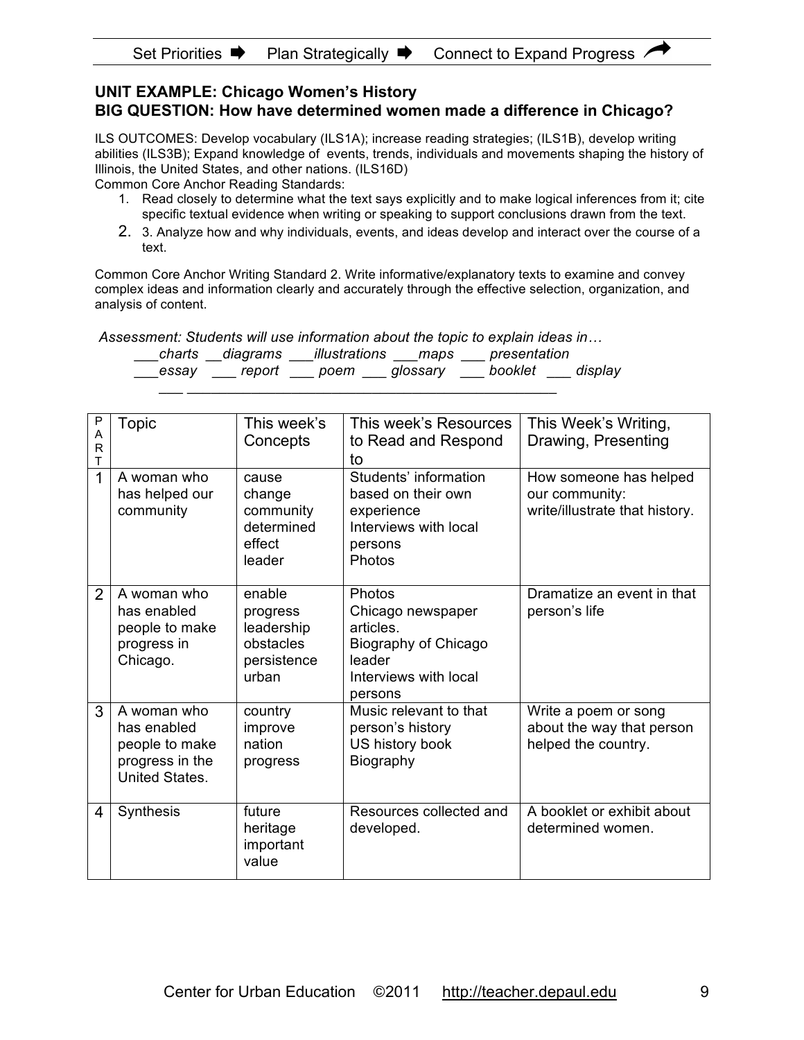Set Priorities ➡ Plan Strategically ➡ Connect to Expand Progress

**UNIT EXAMPLE: Chicago Women's History**
**BIG QUESTION: How have determined women made a difference in Chicago?**

ILS OUTCOMES: Develop vocabulary (ILS1A); increase reading strategies; (ILS1B), develop writing abilities (ILS3B); Expand knowledge of events, trends, individuals and movements shaping the history of Illinois, the United States, and other nations. (ILS16D)
Common Core Anchor Reading Standards:

1. Read closely to determine what the text says explicitly and to make logical inferences from it; cite specific textual evidence when writing or speaking to support conclusions drawn from the text.
2. 3. Analyze how and why individuals, events, and ideas develop and interact over the course of a text.

Common Core Anchor Writing Standard 2. Write informative/explanatory texts to examine and convey complex ideas and information clearly and accurately through the effective selection, organization, and analysis of content.

*Assessment: Students will use information about the topic to explain ideas in…*
*___charts __diagrams ___illustrations ___maps ___ presentation*
*___essay ___ report ___ poem ___ glossary ___ booklet ___ display*
*___ ______________________________________________*

| PART | Topic | This week's Concepts | This week's Resources to Read and Respond to | This Week's Writing, Drawing, Presenting |
|---|---|---|---|---|
| 1 | A woman who has helped our community | cause<br>change<br>community<br>determined<br>effect<br>leader | Students' information based on their own experience<br>Interviews with local persons<br>Photos | How someone has helped our community: write/illustrate that history. |
| 2 | A woman who has enabled people to make progress in Chicago. | enable<br>progress<br>leadership<br>obstacles<br>persistence<br>urban | Photos<br>Chicago newspaper articles.<br>Biography of Chicago leader<br>Interviews with local persons | Dramatize an event in that person's life |
| 3 | A woman who has enabled people to make progress in the United States. | country<br>improve<br>nation<br>progress | Music relevant to that person's history<br>US history book<br>Biography | Write a poem or song about the way that person helped the country. |
| 4 | Synthesis | future<br>heritage<br>important<br>value | Resources collected and developed. | A booklet or exhibit about determined women. |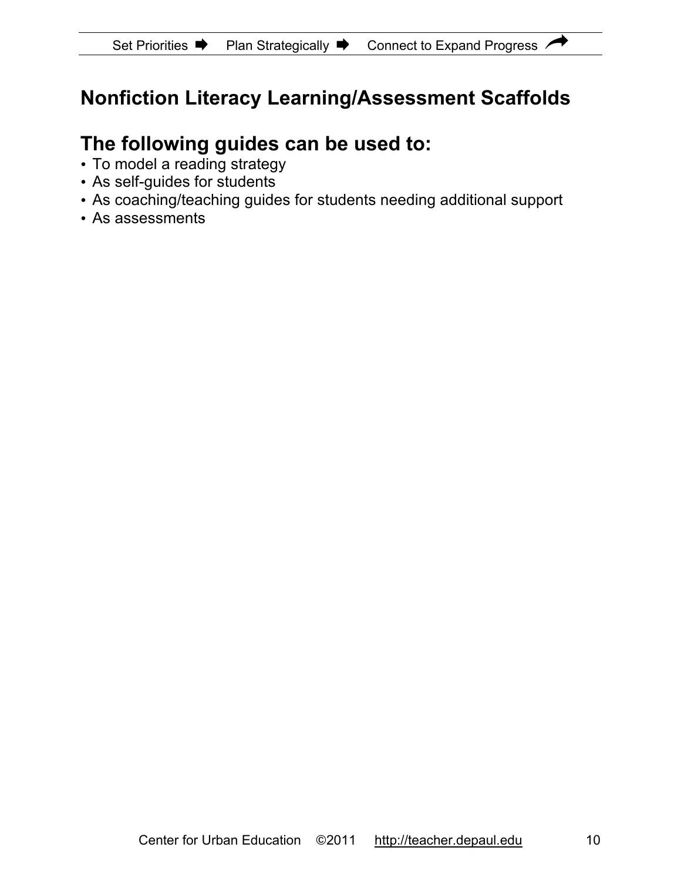## Nonfiction Literacy Learning/Assessment Scaffolds

## The following guides can be used to:

- To model a reading strategy
- As self-guides for students
- As coaching/teaching guides for students needing additional support
- As assessments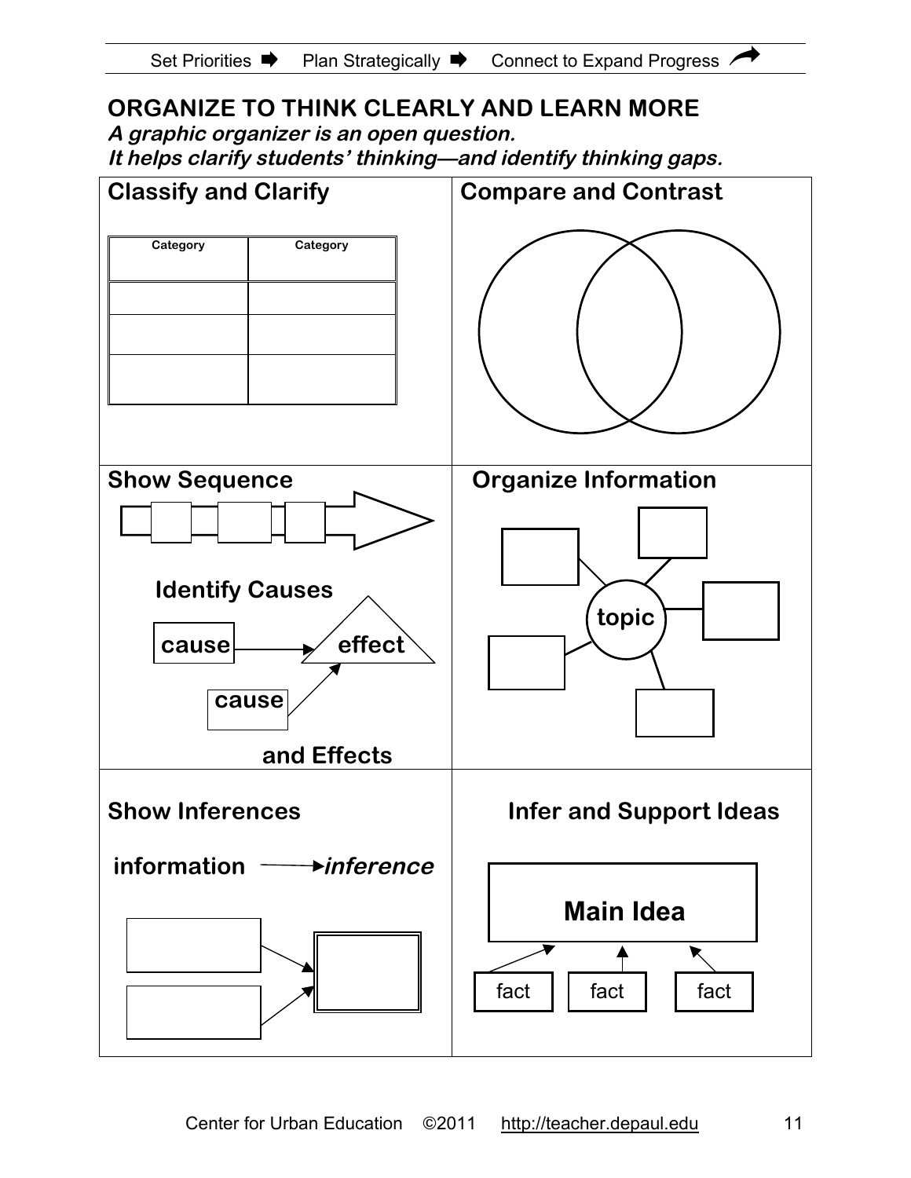Set Priorities ➡ Plan Strategically ➡ Connect to Expand Progress

## ORGANIZE TO THINK CLEARLY AND LEARN MORE

***A graphic organizer is an open question.***
***It helps clarify students' thinking—and identify thinking gaps.***

### Classify and Clarify

| Category | Category |
|---|---|
| | |
| | |
| | |

### Compare and Contrast

### Show Sequence

### Identify Causes and Effects

cause → effect

cause → effect

### Organize Information

topic

### Show Inferences

information → *inference*

### Infer and Support Ideas

**Main Idea**

fact → Main Idea

fact → Main Idea

fact → Main Idea

Center for Urban Education ©2011 http://teacher.depaul.edu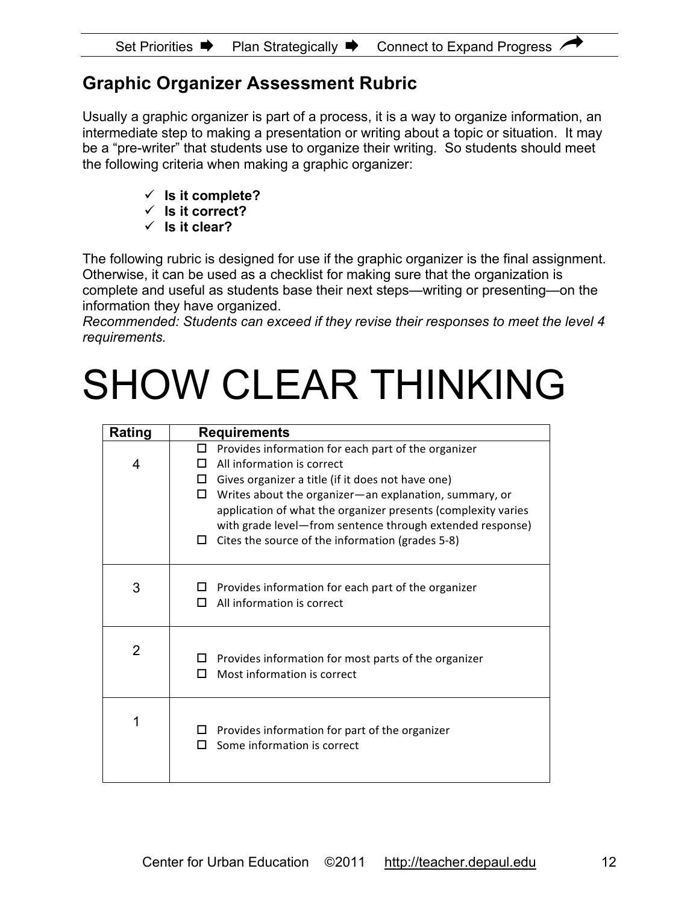## Graphic Organizer Assessment Rubric

Usually a graphic organizer is part of a process, it is a way to organize information, an intermediate step to making a presentation or writing about a topic or situation. It may be a "pre-writer" that students use to organize their writing. So students should meet the following criteria when making a graphic organizer:

- ✓ **Is it complete?**
- ✓ **Is it correct?**
- ✓ **Is it clear?**

The following rubric is designed for use if the graphic organizer is the final assignment. Otherwise, it can be used as a checklist for making sure that the organization is complete and useful as students base their next steps—writing or presenting—on the information they have organized.
*Recommended: Students can exceed if they revise their responses to meet the level 4 requirements.*

# SHOW CLEAR THINKING

| Rating | Requirements |
|---|---|
| 4 | ☐ Provides information for each part of the organizer<br>☐ All information is correct<br>☐ Gives organizer a title (if it does not have one)<br>☐ Writes about the organizer—an explanation, summary, or application of what the organizer presents (complexity varies with grade level—from sentence through extended response)<br>☐ Cites the source of the information (grades 5-8) |
| 3 | ☐ Provides information for each part of the organizer<br>☐ All information is correct |
| 2 | ☐ Provides information for most parts of the organizer<br>☐ Most information is correct |
| 1 | ☐ Provides information for part of the organizer<br>☐ Some information is correct |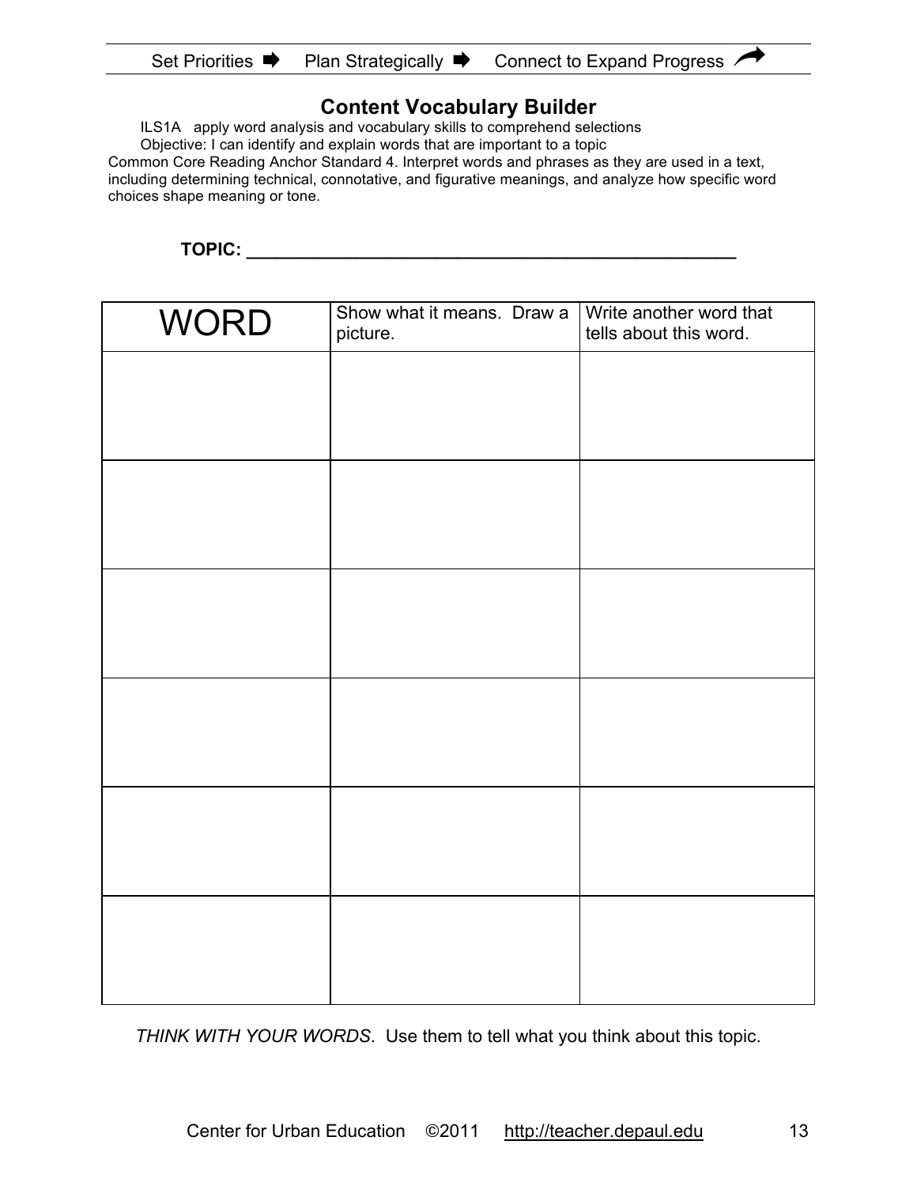Set Priorities ➡ Plan Strategically ➡ Connect to Expand Progress

## Content Vocabulary Builder

ILS1A apply word analysis and vocabulary skills to comprehend selections
Objective: I can identify and explain words that are important to a topic
Common Core Reading Anchor Standard 4. Interpret words and phrases as they are used in a text, including determining technical, connotative, and figurative meanings, and analyze how specific word choices shape meaning or tone.

**TOPIC: ____________________________________________________**

| WORD | Show what it means. Draw a picture. | Write another word that tells about this word. |
|---|---|---|
| | | |
| | | |
| | | |
| | | |
| | | |
| | | |

*THINK WITH YOUR WORDS*. Use them to tell what you think about this topic.

Center for Urban Education ©2011 http://teacher.depaul.edu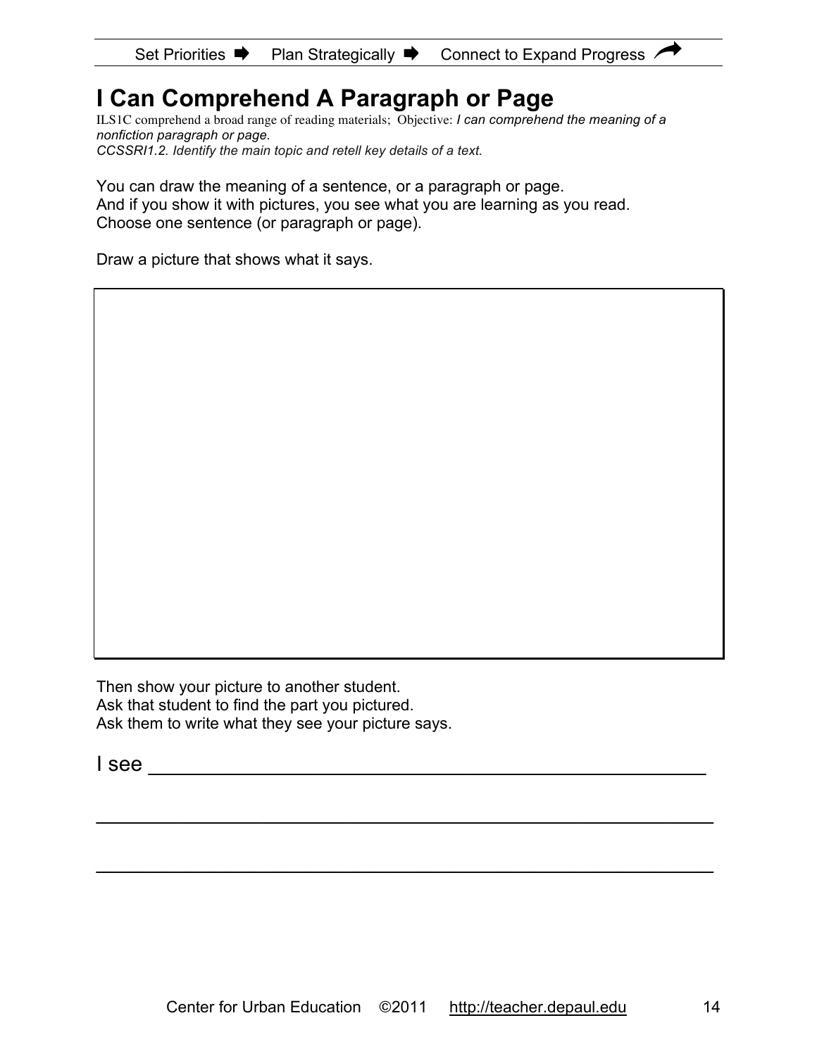Set Priorities ➡ Plan Strategically ➡ Connect to Expand Progress ↗

# I Can Comprehend A Paragraph or Page

ILS1C comprehend a broad range of reading materials; Objective: *I can comprehend the meaning of a nonfiction paragraph or page.*
*CCSSRI1.2. Identify the main topic and retell key details of a text.*

You can draw the meaning of a sentence, or a paragraph or page.
And if you show it with pictures, you see what you are learning as you read.
Choose one sentence (or paragraph or page).

Draw a picture that shows what it says.

Then show your picture to another student.
Ask that student to find the part you pictured.
Ask them to write what they see your picture says.

I see ______________________________________________________

______________________________________________________________

______________________________________________________________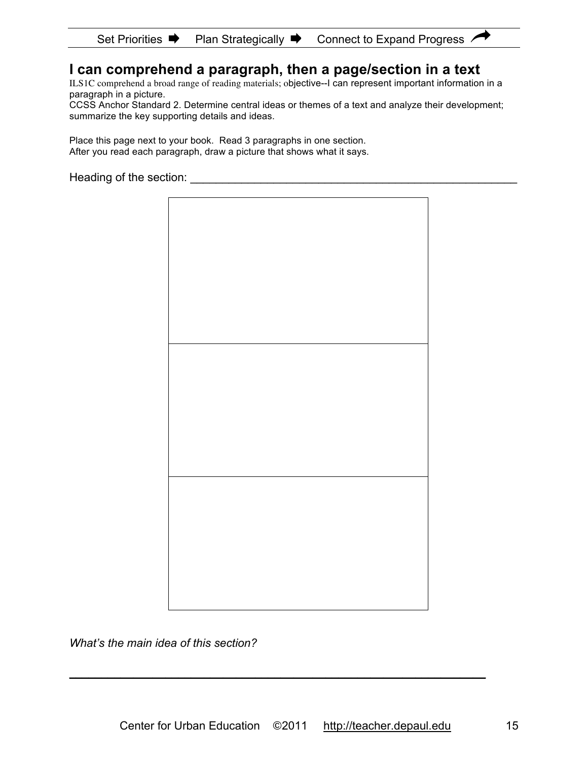Set Priorities ➡ Plan Strategically ➡ Connect to Expand Progress

## I can comprehend a paragraph, then a page/section in a text

ILS1C comprehend a broad range of reading materials; objective--I can represent important information in a paragraph in a picture.
CCSS Anchor Standard 2. Determine central ideas or themes of a text and analyze their development; summarize the key supporting details and ideas.

Place this page next to your book. Read 3 paragraphs in one section.
After you read each paragraph, draw a picture that shows what it says.

Heading of the section: ______________________________________________________

|   |
|---|
|   |
|   |
|   |

*What's the main idea of this section?*

______________________________________________________________________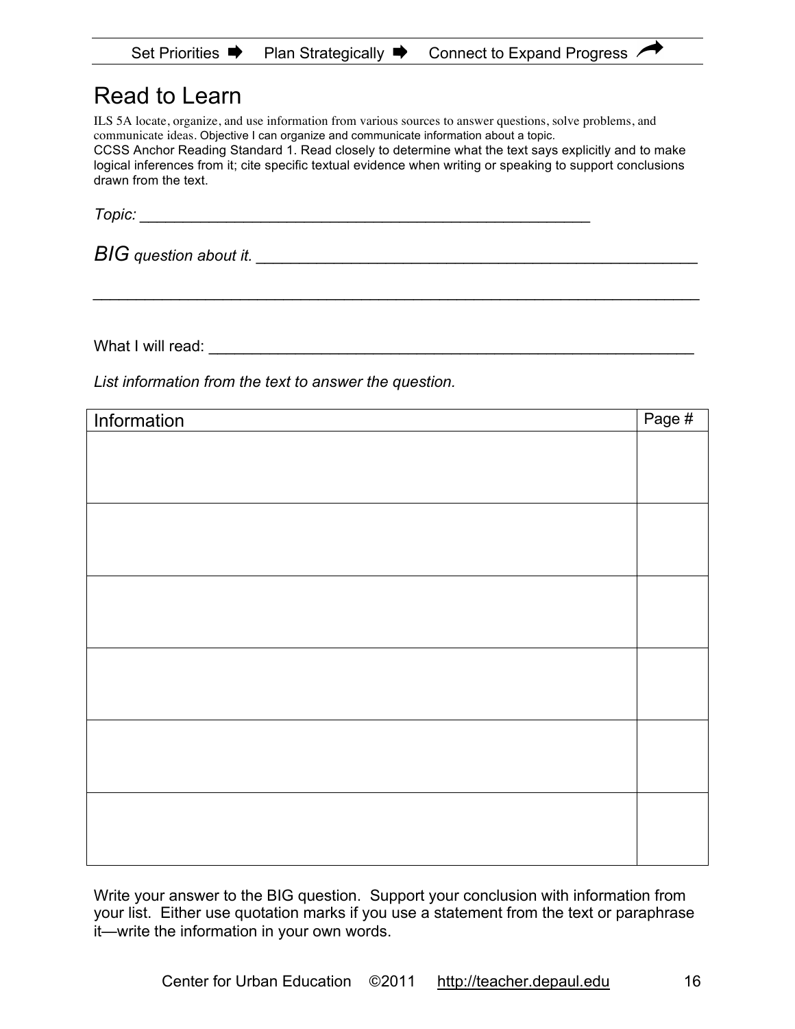Set Priorities ➡ Plan Strategically ➡ Connect to Expand Progress ↗

# Read to Learn

ILS 5A locate, organize, and use information from various sources to answer questions, solve problems, and communicate ideas. Objective I can organize and communicate information about a topic.
CCSS Anchor Reading Standard 1. Read closely to determine what the text says explicitly and to make logical inferences from it; cite specific textual evidence when writing or speaking to support conclusions drawn from the text.

*Topic:* _______________________________________________________

*BIG question about it.* _____________________________________________________

_________________________________________________________________________

What I will read: ___________________________________________________________

*List information from the text to answer the question.*

| Information | Page # |
|---|---|
| | |
| | |
| | |
| | |
| | |
| | |

Write your answer to the BIG question. Support your conclusion with information from your list. Either use quotation marks if you use a statement from the text or paraphrase it—write the information in your own words.

Center for Urban Education ©2011 http://teacher.depaul.edu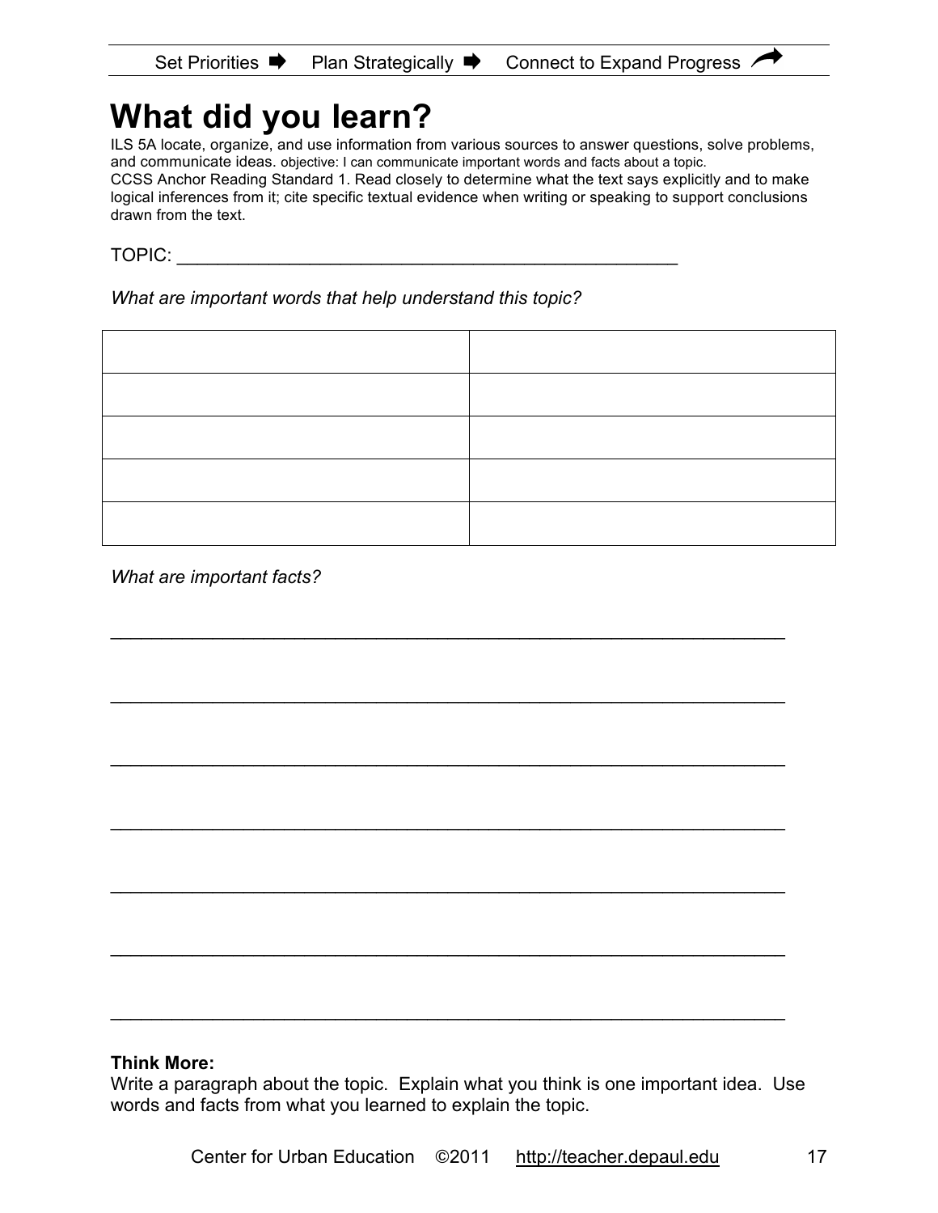Set Priorities ➡ Plan Strategically ➡ Connect to Expand Progress

# What did you learn?

ILS 5A locate, organize, and use information from various sources to answer questions, solve problems, and communicate ideas. objective: I can communicate important words and facts about a topic.
CCSS Anchor Reading Standard 1. Read closely to determine what the text says explicitly and to make logical inferences from it; cite specific textual evidence when writing or speaking to support conclusions drawn from the text.

TOPIC: ___________________________________________________

*What are important words that help understand this topic?*

| | |
|---|---|
| | |
| | |
| | |
| | |
| | |

*What are important facts?*

_____________________________________________________________________

_____________________________________________________________________

_____________________________________________________________________

_____________________________________________________________________

_____________________________________________________________________

_____________________________________________________________________

_____________________________________________________________________

**Think More:**
Write a paragraph about the topic. Explain what you think is one important idea. Use words and facts from what you learned to explain the topic.

Center for Urban Education ©2011 http://teacher.depaul.edu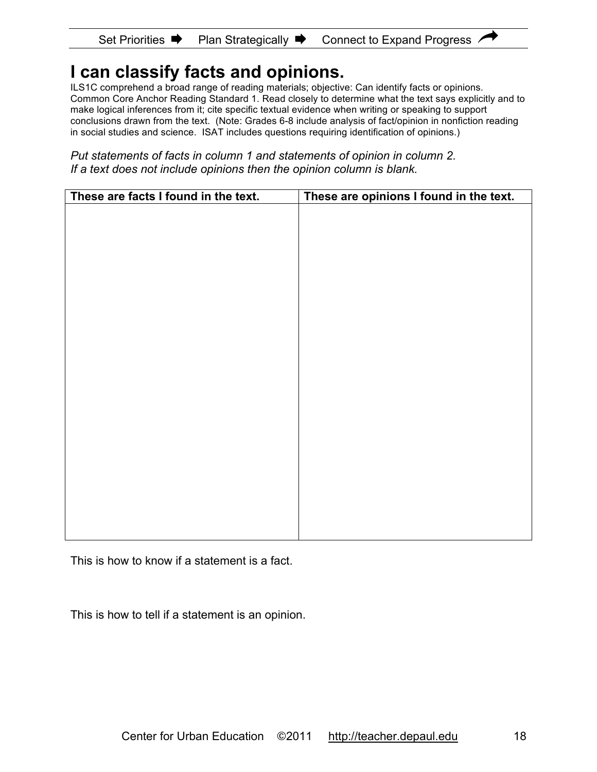Set Priorities ➡ Plan Strategically ➡ Connect to Expand Progress

# I can classify facts and opinions.

ILS1C comprehend a broad range of reading materials; objective: Can identify facts or opinions. Common Core Anchor Reading Standard 1. Read closely to determine what the text says explicitly and to make logical inferences from it; cite specific textual evidence when writing or speaking to support conclusions drawn from the text. (Note: Grades 6-8 include analysis of fact/opinion in nonfiction reading in social studies and science. ISAT includes questions requiring identification of opinions.)

*Put statements of facts in column 1 and statements of opinion in column 2.*
*If a text does not include opinions then the opinion column is blank.*

| These are facts I found in the text. | These are opinions I found in the text. |
| --- | --- |
| | |

This is how to know if a statement is a fact.

This is how to tell if a statement is an opinion.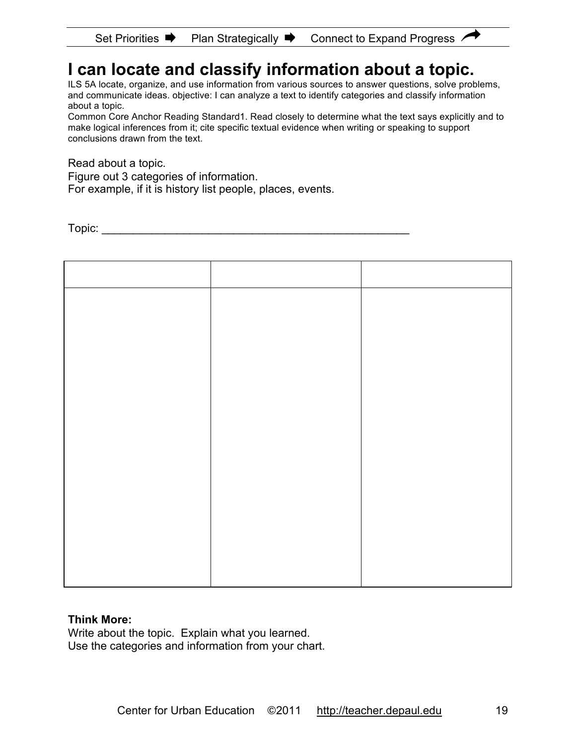Set Priorities ➡ Plan Strategically ➡ Connect to Expand Progress

# I can locate and classify information about a topic.

ILS 5A locate, organize, and use information from various sources to answer questions, solve problems, and communicate ideas. objective: I can analyze a text to identify categories and classify information about a topic.
Common Core Anchor Reading Standard1. Read closely to determine what the text says explicitly and to make logical inferences from it; cite specific textual evidence when writing or speaking to support conclusions drawn from the text.

Read about a topic.
Figure out 3 categories of information.
For example, if it is history list people, places, events.

Topic: ___________________________________________________

| | | |
|---|---|---|
| | | |

**Think More:**
Write about the topic. Explain what you learned.
Use the categories and information from your chart.

Center for Urban Education ©2011 http://teacher.depaul.edu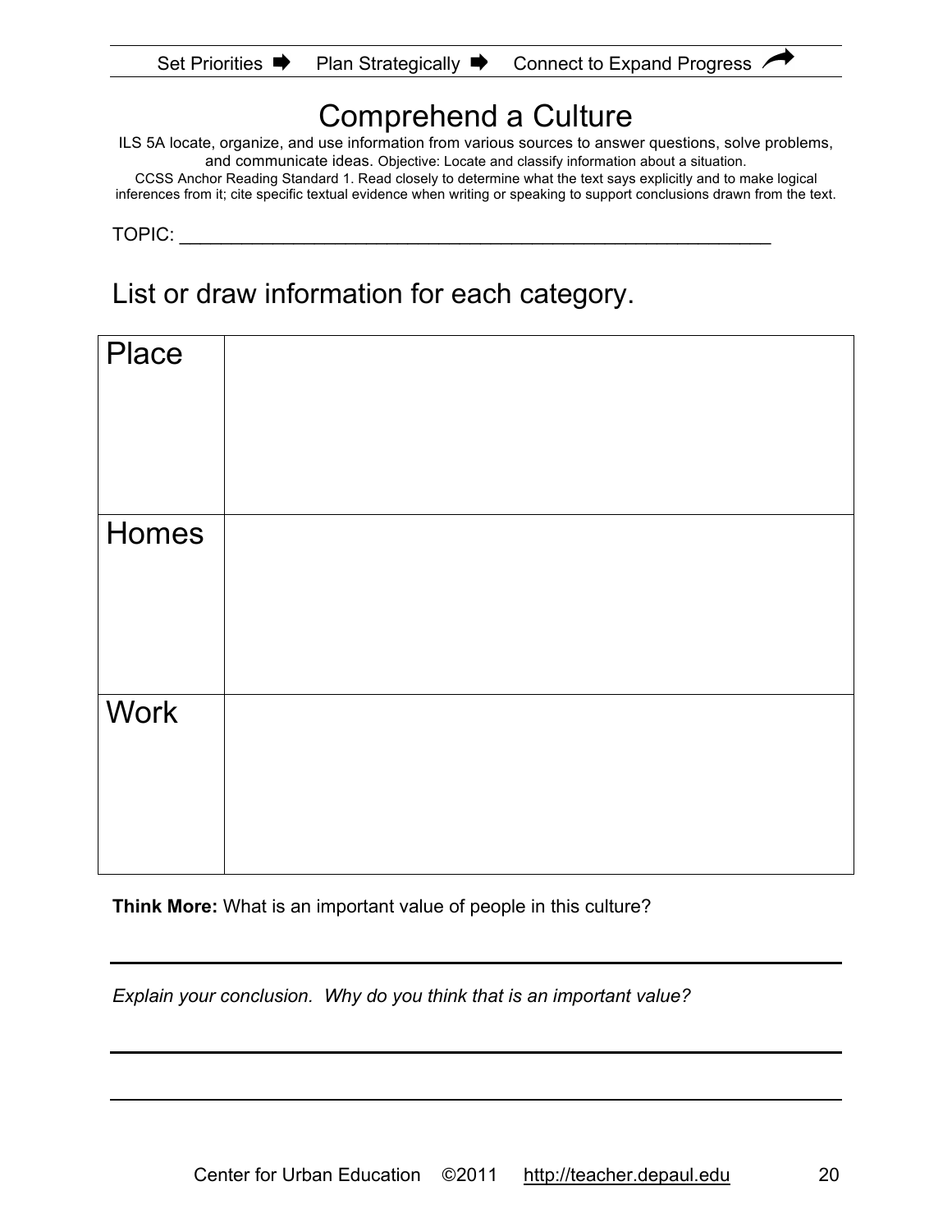Set Priorities ➡ Plan Strategically ➡ Connect to Expand Progress

# Comprehend a Culture

ILS 5A locate, organize, and use information from various sources to answer questions, solve problems, and communicate ideas. Objective: Locate and classify information about a situation.
CCSS Anchor Reading Standard 1. Read closely to determine what the text says explicitly and to make logical inferences from it; cite specific textual evidence when writing or speaking to support conclusions drawn from the text.

TOPIC: ___________________________________________________________

## List or draw information for each category.

| | |
|---|---|
| Place | |
| Homes | |
| Work | |

**Think More:** What is an important value of people in this culture?

___________________________________________________________

*Explain your conclusion. Why do you think that is an important value?*

___________________________________________________________

___________________________________________________________

Center for Urban Education ©2011 http://teacher.depaul.edu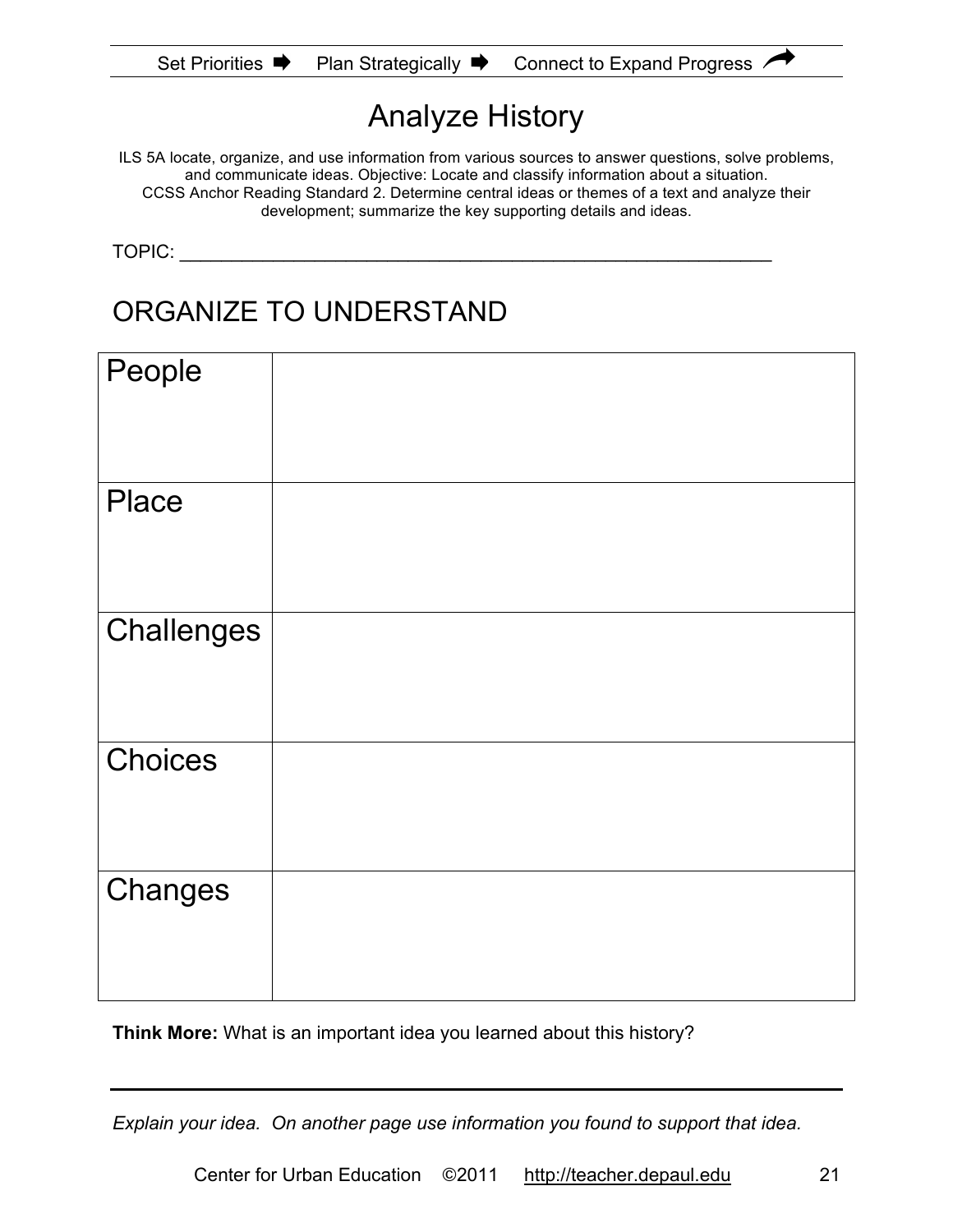Set Priorities ➡ Plan Strategically ➡ Connect to Expand Progress

# Analyze History

ILS 5A locate, organize, and use information from various sources to answer questions, solve problems, and communicate ideas. Objective: Locate and classify information about a situation.
CCSS Anchor Reading Standard 2. Determine central ideas or themes of a text and analyze their development; summarize the key supporting details and ideas.

TOPIC: ____________________________________________________________

## ORGANIZE TO UNDERSTAND

| | |
|---|---|
| People | |
| Place | |
| Challenges | |
| Choices | |
| Changes | |

**Think More:** What is an important idea you learned about this history?

______________________________________________________________________

*Explain your idea. On another page use information you found to support that idea.*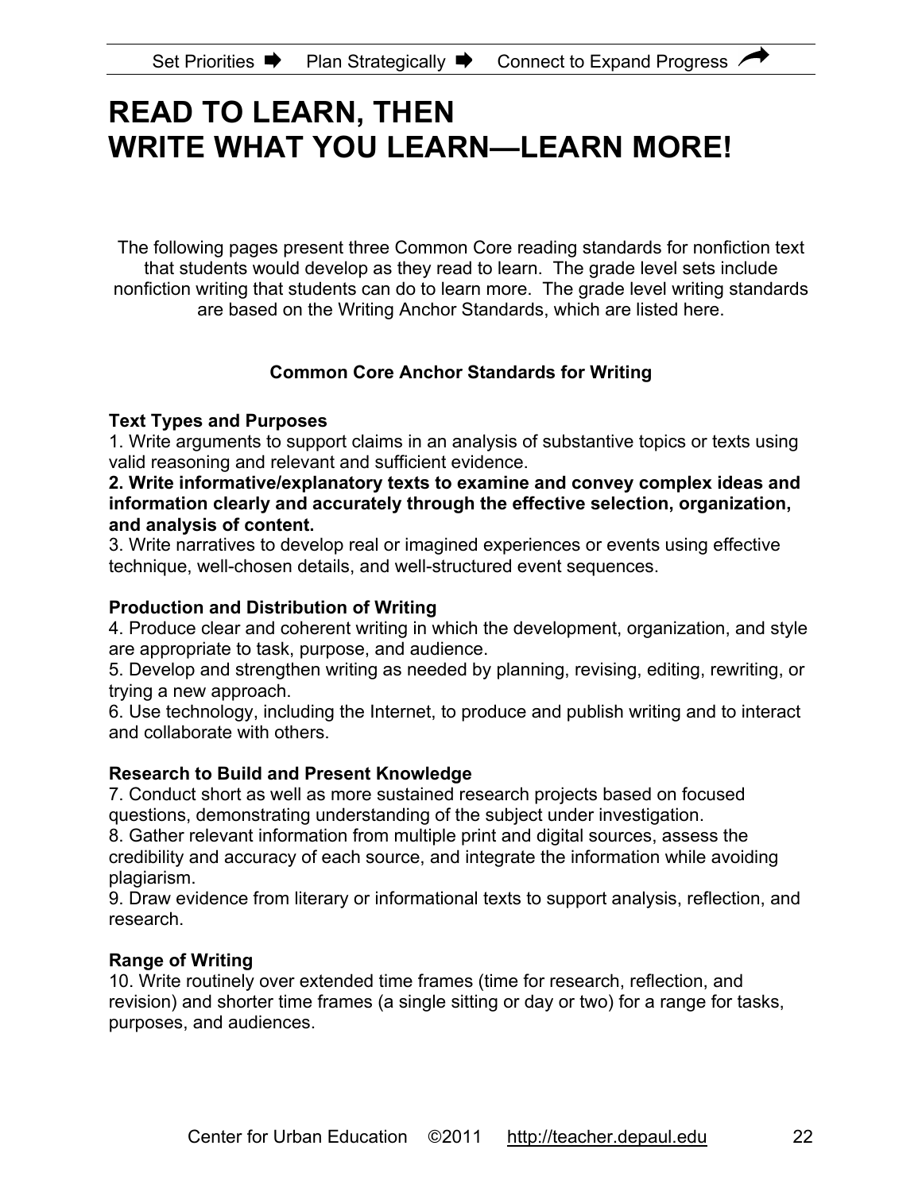Set Priorities ➡ Plan Strategically ➡ Connect to Expand Progress

# READ TO LEARN, THEN WRITE WHAT YOU LEARN—LEARN MORE!

The following pages present three Common Core reading standards for nonfiction text that students would develop as they read to learn. The grade level sets include nonfiction writing that students can do to learn more. The grade level writing standards are based on the Writing Anchor Standards, which are listed here.

## Common Core Anchor Standards for Writing

**Text Types and Purposes**

1. Write arguments to support claims in an analysis of substantive topics or texts using valid reasoning and relevant and sufficient evidence.
2. **Write informative/explanatory texts to examine and convey complex ideas and information clearly and accurately through the effective selection, organization, and analysis of content.**
3. Write narratives to develop real or imagined experiences or events using effective technique, well-chosen details, and well-structured event sequences.

**Production and Distribution of Writing**

4. Produce clear and coherent writing in which the development, organization, and style are appropriate to task, purpose, and audience.
5. Develop and strengthen writing as needed by planning, revising, editing, rewriting, or trying a new approach.
6. Use technology, including the Internet, to produce and publish writing and to interact and collaborate with others.

**Research to Build and Present Knowledge**

7. Conduct short as well as more sustained research projects based on focused questions, demonstrating understanding of the subject under investigation.
8. Gather relevant information from multiple print and digital sources, assess the credibility and accuracy of each source, and integrate the information while avoiding plagiarism.
9. Draw evidence from literary or informational texts to support analysis, reflection, and research.

**Range of Writing**

10. Write routinely over extended time frames (time for research, reflection, and revision) and shorter time frames (a single sitting or day or two) for a range for tasks, purposes, and audiences.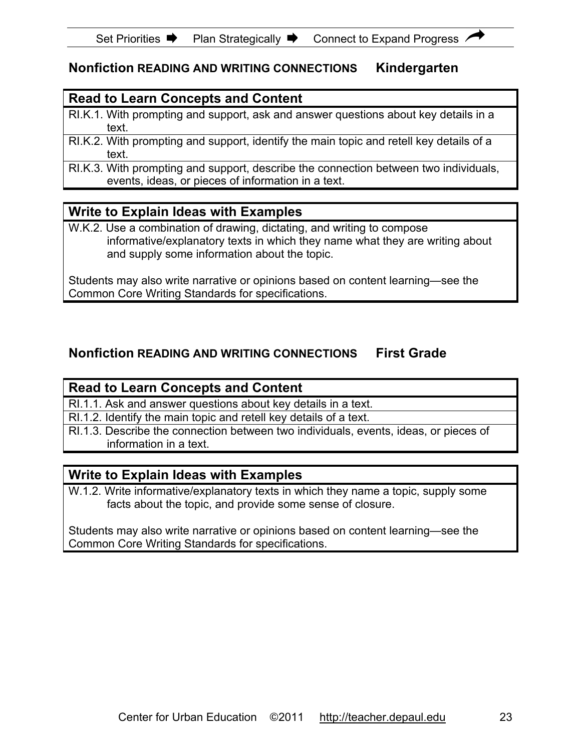## Nonfiction READING AND WRITING CONNECTIONS Kindergarten

| Read to Learn Concepts and Content |
|---|
| RI.K.1. With prompting and support, ask and answer questions about key details in a text. |
| RI.K.2. With prompting and support, identify the main topic and retell key details of a text. |
| RI.K.3. With prompting and support, describe the connection between two individuals, events, ideas, or pieces of information in a text. |

| Write to Explain Ideas with Examples |
|---|
| W.K.2. Use a combination of drawing, dictating, and writing to compose informative/explanatory texts in which they name what they are writing about and supply some information about the topic.<br><br>Students may also write narrative or opinions based on content learning—see the Common Core Writing Standards for specifications. |

## Nonfiction READING AND WRITING CONNECTIONS First Grade

| Read to Learn Concepts and Content |
|---|
| RI.1.1. Ask and answer questions about key details in a text. |
| RI.1.2. Identify the main topic and retell key details of a text. |
| RI.1.3. Describe the connection between two individuals, events, ideas, or pieces of information in a text. |

| Write to Explain Ideas with Examples |
|---|
| W.1.2. Write informative/explanatory texts in which they name a topic, supply some facts about the topic, and provide some sense of closure.<br><br>Students may also write narrative or opinions based on content learning—see the Common Core Writing Standards for specifications. |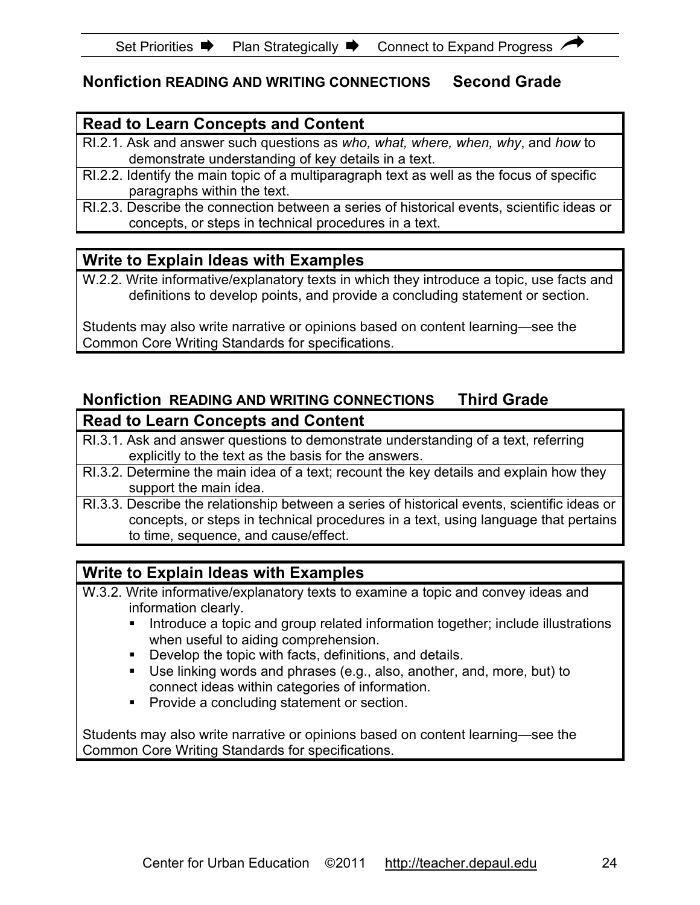## Nonfiction READING AND WRITING CONNECTIONS Second Grade

| Read to Learn Concepts and Content |
| --- |
| RI.2.1. Ask and answer such questions as *who, what, where, when, why*, and *how* to demonstrate understanding of key details in a text. |
| RI.2.2. Identify the main topic of a multiparagraph text as well as the focus of specific paragraphs within the text. |
| RI.2.3. Describe the connection between a series of historical events, scientific ideas or concepts, or steps in technical procedures in a text. |

### Write to Explain Ideas with Examples

W.2.2. Write informative/explanatory texts in which they introduce a topic, use facts and definitions to develop points, and provide a concluding statement or section.

Students may also write narrative or opinions based on content learning—see the Common Core Writing Standards for specifications.

## Nonfiction READING AND WRITING CONNECTIONS Third Grade

| Read to Learn Concepts and Content |
| --- |
| RI.3.1. Ask and answer questions to demonstrate understanding of a text, referring explicitly to the text as the basis for the answers. |
| RI.3.2. Determine the main idea of a text; recount the key details and explain how they support the main idea. |
| RI.3.3. Describe the relationship between a series of historical events, scientific ideas or concepts, or steps in technical procedures in a text, using language that pertains to time, sequence, and cause/effect. |

### Write to Explain Ideas with Examples

W.3.2. Write informative/explanatory texts to examine a topic and convey ideas and information clearly.

- Introduce a topic and group related information together; include illustrations when useful to aiding comprehension.
- Develop the topic with facts, definitions, and details.
- Use linking words and phrases (e.g., also, another, and, more, but) to connect ideas within categories of information.
- Provide a concluding statement or section.

Students may also write narrative or opinions based on content learning—see the Common Core Writing Standards for specifications.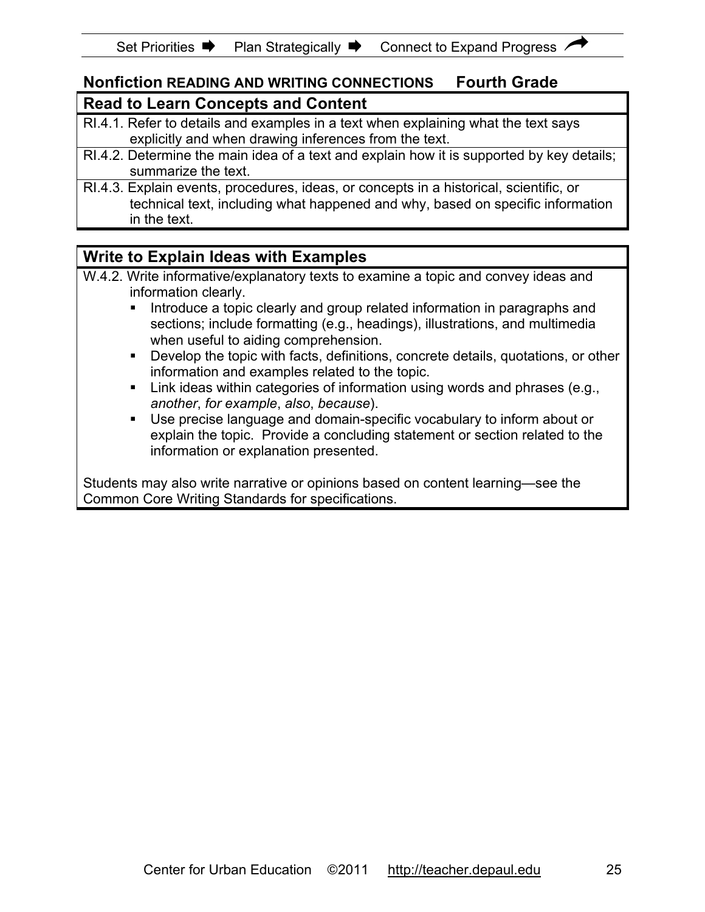Set Priorities ➡ Plan Strategically ➡ Connect to Expand Progress

## Nonfiction READING AND WRITING CONNECTIONS Fourth Grade

### Read to Learn Concepts and Content

RI.4.1. Refer to details and examples in a text when explaining what the text says explicitly and when drawing inferences from the text.

RI.4.2. Determine the main idea of a text and explain how it is supported by key details; summarize the text.

RI.4.3. Explain events, procedures, ideas, or concepts in a historical, scientific, or technical text, including what happened and why, based on specific information in the text.

### Write to Explain Ideas with Examples

W.4.2. Write informative/explanatory texts to examine a topic and convey ideas and information clearly.

- Introduce a topic clearly and group related information in paragraphs and sections; include formatting (e.g., headings), illustrations, and multimedia when useful to aiding comprehension.
- Develop the topic with facts, definitions, concrete details, quotations, or other information and examples related to the topic.
- Link ideas within categories of information using words and phrases (e.g., *another*, *for example*, *also*, *because*).
- Use precise language and domain-specific vocabulary to inform about or explain the topic. Provide a concluding statement or section related to the information or explanation presented.

Students may also write narrative or opinions based on content learning—see the Common Core Writing Standards for specifications.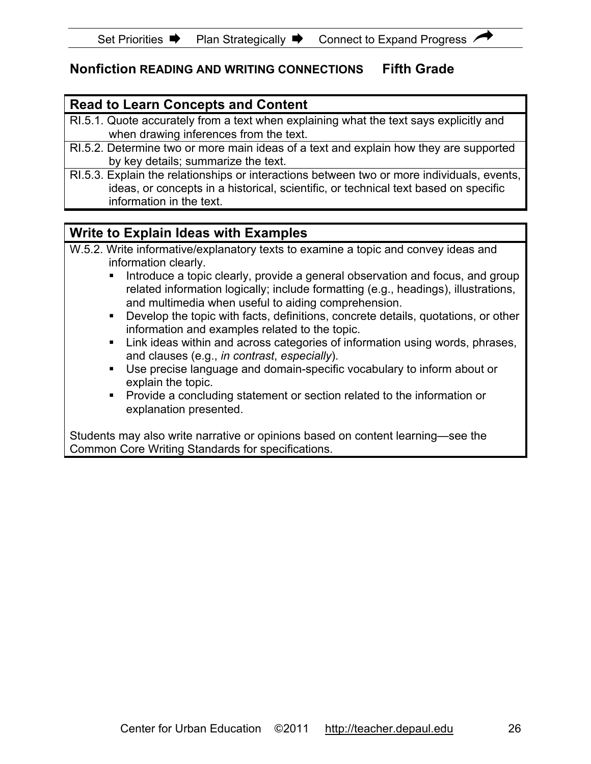Set Priorities ➡ Plan Strategically ➡ Connect to Expand Progress

## Nonfiction READING AND WRITING CONNECTIONS Fifth Grade

| Read to Learn Concepts and Content |
| --- |
| RI.5.1. Quote accurately from a text when explaining what the text says explicitly and when drawing inferences from the text. |
| RI.5.2. Determine two or more main ideas of a text and explain how they are supported by key details; summarize the text. |
| RI.5.3. Explain the relationships or interactions between two or more individuals, events, ideas, or concepts in a historical, scientific, or technical text based on specific information in the text. |

### Write to Explain Ideas with Examples

W.5.2. Write informative/explanatory texts to examine a topic and convey ideas and information clearly.

- Introduce a topic clearly, provide a general observation and focus, and group related information logically; include formatting (e.g., headings), illustrations, and multimedia when useful to aiding comprehension.
- Develop the topic with facts, definitions, concrete details, quotations, or other information and examples related to the topic.
- Link ideas within and across categories of information using words, phrases, and clauses (e.g., *in contrast*, *especially*).
- Use precise language and domain-specific vocabulary to inform about or explain the topic.
- Provide a concluding statement or section related to the information or explanation presented.

Students may also write narrative or opinions based on content learning—see the Common Core Writing Standards for specifications.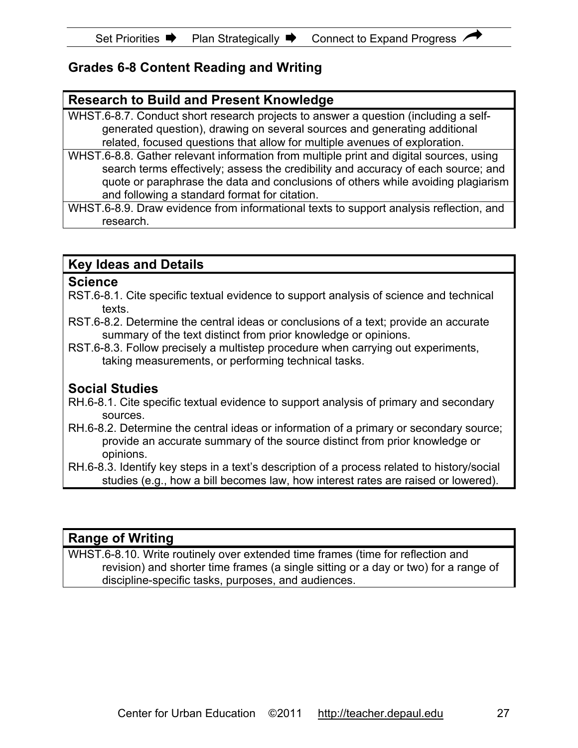## Grades 6-8 Content Reading and Writing

| Research to Build and Present Knowledge |
|---|
| WHST.6-8.7. Conduct short research projects to answer a question (including a self-generated question), drawing on several sources and generating additional related, focused questions that allow for multiple avenues of exploration. |
| WHST.6-8.8. Gather relevant information from multiple print and digital sources, using search terms effectively; assess the credibility and accuracy of each source; and quote or paraphrase the data and conclusions of others while avoiding plagiarism and following a standard format for citation. |
| WHST.6-8.9. Draw evidence from informational texts to support analysis reflection, and research. |

### Key Ideas and Details

**Science**

RST.6-8.1. Cite specific textual evidence to support analysis of science and technical texts.

RST.6-8.2. Determine the central ideas or conclusions of a text; provide an accurate summary of the text distinct from prior knowledge or opinions.

RST.6-8.3. Follow precisely a multistep procedure when carrying out experiments, taking measurements, or performing technical tasks.

**Social Studies**

RH.6-8.1. Cite specific textual evidence to support analysis of primary and secondary sources.

RH.6-8.2. Determine the central ideas or information of a primary or secondary source; provide an accurate summary of the source distinct from prior knowledge or opinions.

RH.6-8.3. Identify key steps in a text's description of a process related to history/social studies (e.g., how a bill becomes law, how interest rates are raised or lowered).

| Range of Writing |
|---|
| WHST.6-8.10. Write routinely over extended time frames (time for reflection and revision) and shorter time frames (a single sitting or a day or two) for a range of discipline-specific tasks, purposes, and audiences. |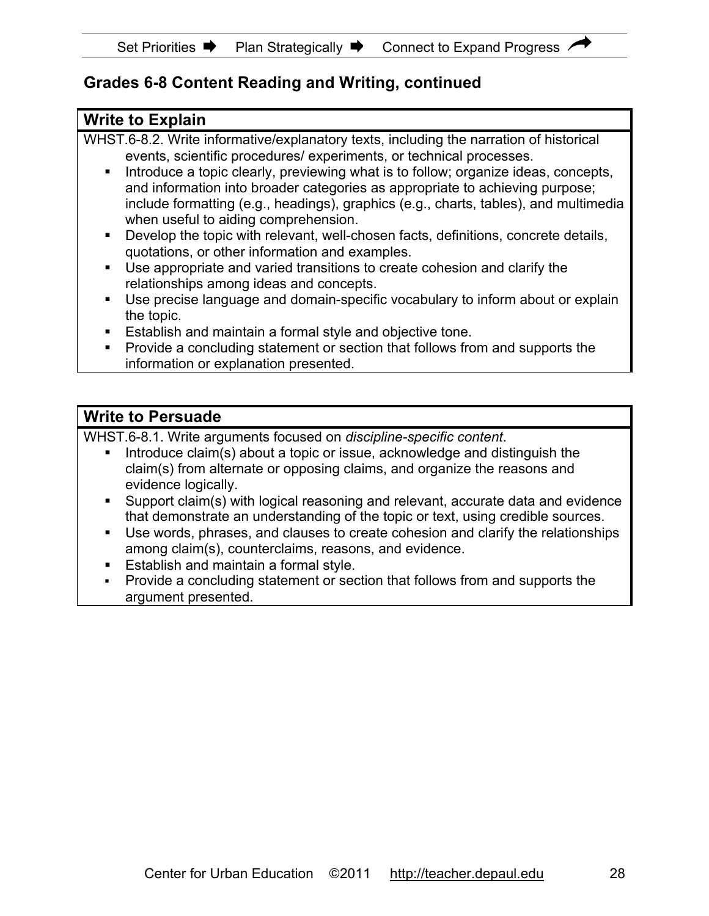## Grades 6-8 Content Reading and Writing, continued

### Write to Explain

WHST.6-8.2. Write informative/explanatory texts, including the narration of historical events, scientific procedures/ experiments, or technical processes.

- Introduce a topic clearly, previewing what is to follow; organize ideas, concepts, and information into broader categories as appropriate to achieving purpose; include formatting (e.g., headings), graphics (e.g., charts, tables), and multimedia when useful to aiding comprehension.
- Develop the topic with relevant, well-chosen facts, definitions, concrete details, quotations, or other information and examples.
- Use appropriate and varied transitions to create cohesion and clarify the relationships among ideas and concepts.
- Use precise language and domain-specific vocabulary to inform about or explain the topic.
- Establish and maintain a formal style and objective tone.
- Provide a concluding statement or section that follows from and supports the information or explanation presented.

### Write to Persuade

WHST.6-8.1. Write arguments focused on *discipline-specific content*.

- Introduce claim(s) about a topic or issue, acknowledge and distinguish the claim(s) from alternate or opposing claims, and organize the reasons and evidence logically.
- Support claim(s) with logical reasoning and relevant, accurate data and evidence that demonstrate an understanding of the topic or text, using credible sources.
- Use words, phrases, and clauses to create cohesion and clarify the relationships among claim(s), counterclaims, reasons, and evidence.
- Establish and maintain a formal style.
- Provide a concluding statement or section that follows from and supports the argument presented.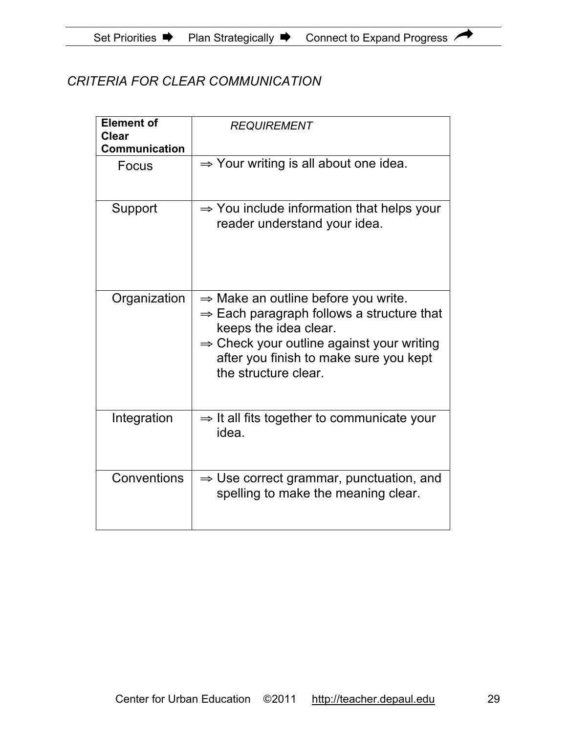*CRITERIA FOR CLEAR COMMUNICATION*

| **Element of Clear Communication** | *REQUIREMENT* |
|---|---|
| Focus | ⇒ Your writing is all about one idea. |
| Support | ⇒ You include information that helps your reader understand your idea. |
| Organization | ⇒ Make an outline before you write.<br>⇒ Each paragraph follows a structure that keeps the idea clear.<br>⇒ Check your outline against your writing after you finish to make sure you kept the structure clear. |
| Integration | ⇒ It all fits together to communicate your idea. |
| Conventions | ⇒ Use correct grammar, punctuation, and spelling to make the meaning clear. |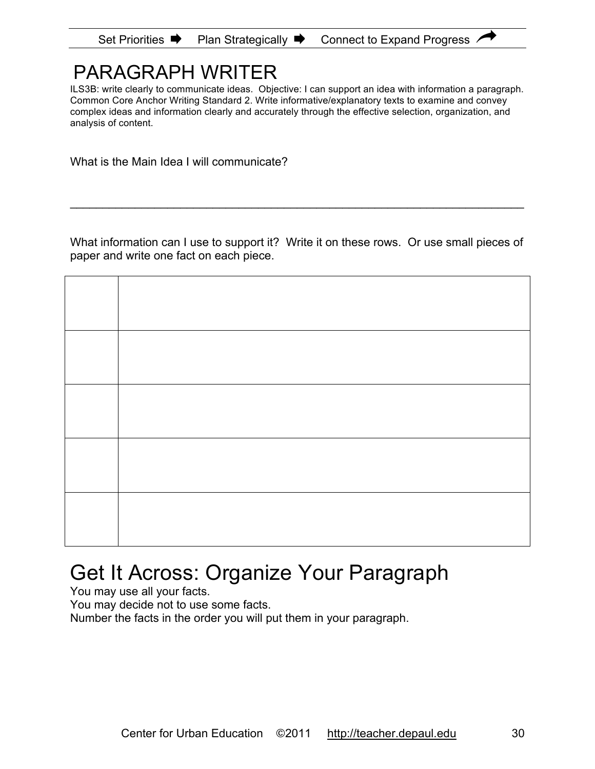# PARAGRAPH WRITER

ILS3B: write clearly to communicate ideas. Objective: I can support an idea with information a paragraph. Common Core Anchor Writing Standard 2. Write informative/explanatory texts to examine and convey complex ideas and information clearly and accurately through the effective selection, organization, and analysis of content.

What is the Main Idea I will communicate?

_______________________________________________________________________

What information can I use to support it? Write it on these rows. Or use small pieces of paper and write one fact on each piece.

| | |
|---|---|
| | |
| | |
| | |
| | |
| | |

# Get It Across: Organize Your Paragraph

You may use all your facts.
You may decide not to use some facts.
Number the facts in the order you will put them in your paragraph.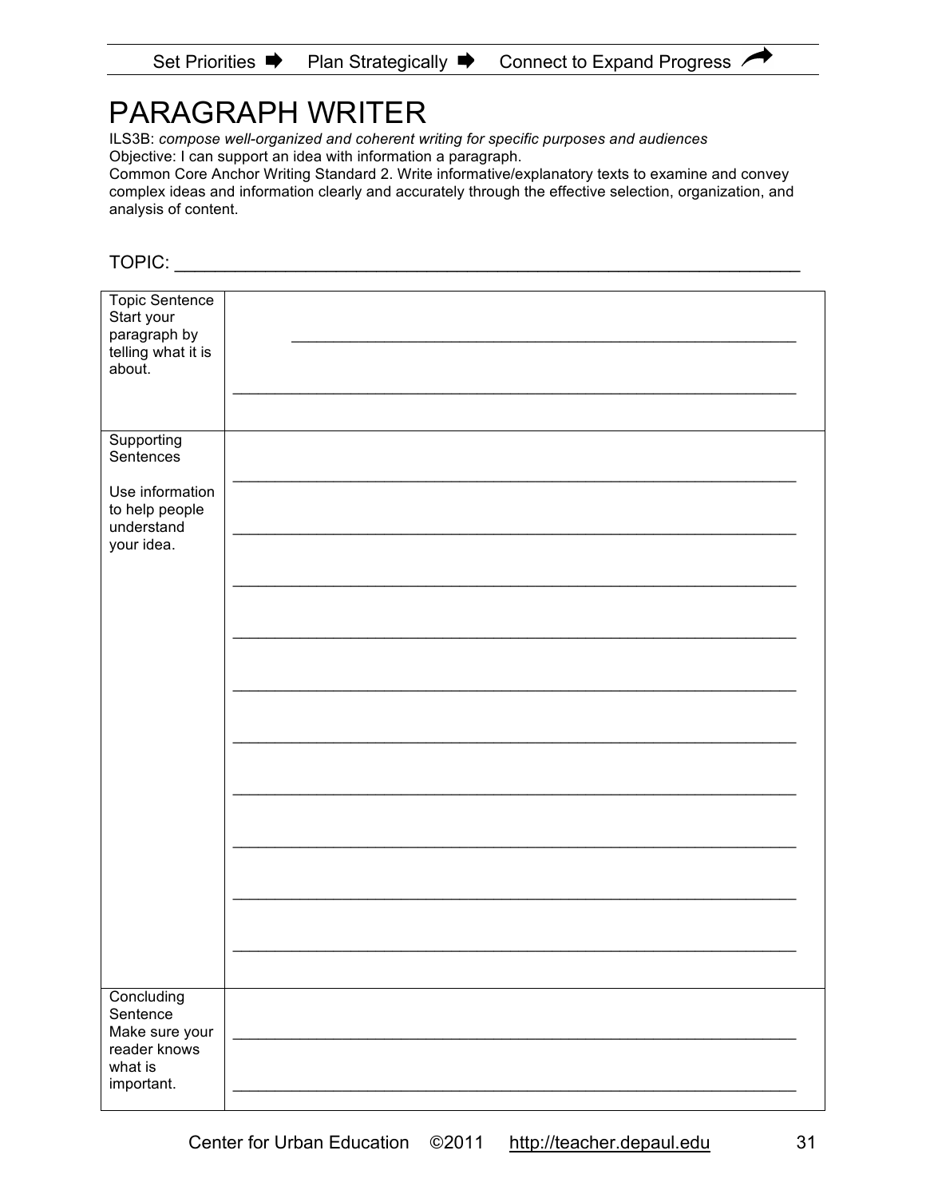Set Priorities ➡ Plan Strategically ➡ Connect to Expand Progress

# PARAGRAPH WRITER

ILS3B: *compose well-organized and coherent writing for specific purposes and audiences*
Objective: I can support an idea with information a paragraph.
Common Core Anchor Writing Standard 2. Write informative/explanatory texts to examine and convey complex ideas and information clearly and accurately through the effective selection, organization, and analysis of content.

TOPIC: ____________________________________________________________

| | |
|---|---|
| Topic Sentence<br>Start your paragraph by telling what it is about. | ____________________________________________________________<br>____________________________________________________________ |
| Supporting Sentences<br><br>Use information to help people understand your idea. | ____________________________________________________________<br>____________________________________________________________<br>____________________________________________________________<br>____________________________________________________________<br>____________________________________________________________<br>____________________________________________________________<br>____________________________________________________________<br>____________________________________________________________<br>____________________________________________________________<br>____________________________________________________________ |
| Concluding Sentence<br>Make sure your reader knows what is important. | ____________________________________________________________<br>____________________________________________________________ |

Center for Urban Education ©2011 http://teacher.depaul.edu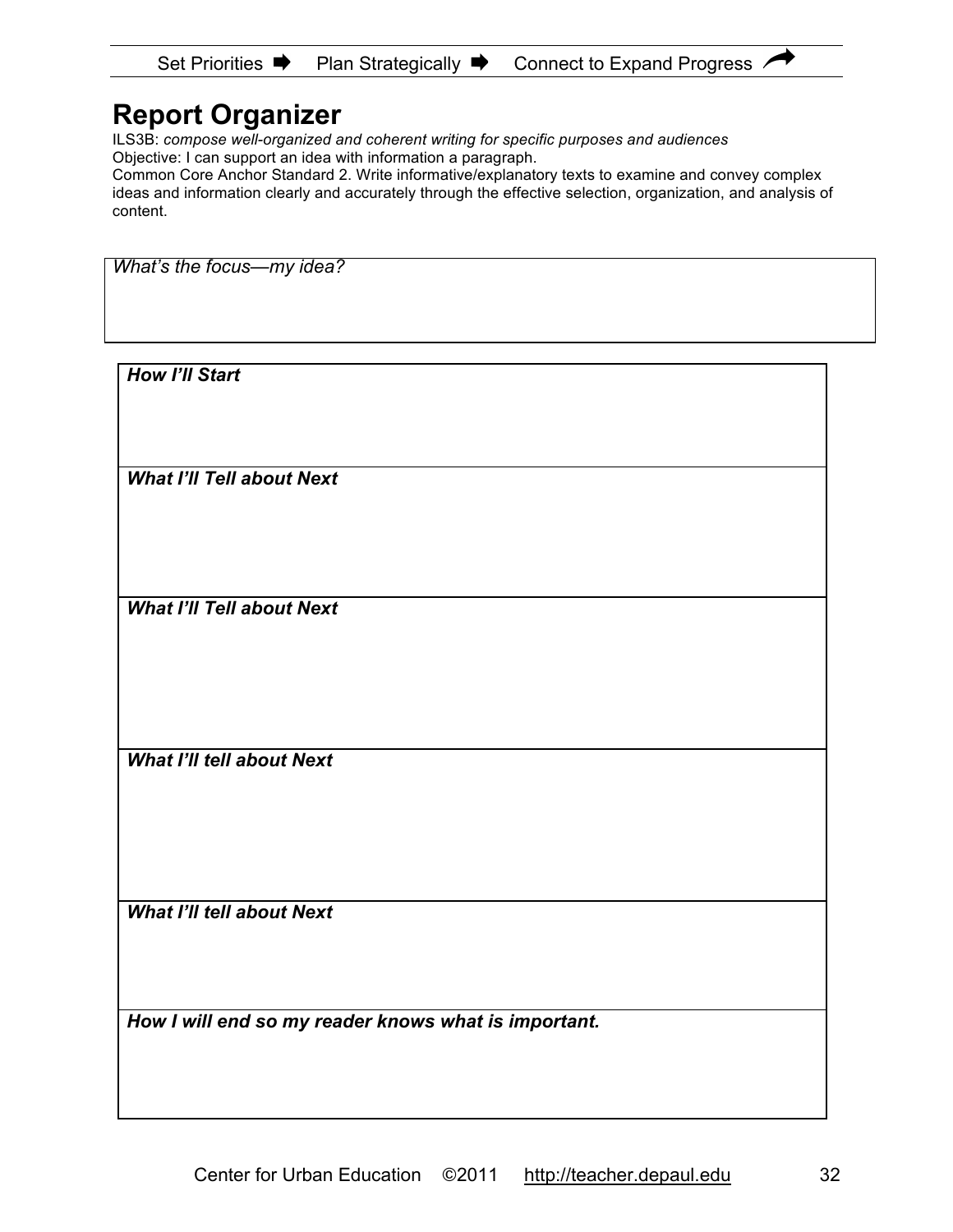Set Priorities ➡ Plan Strategically ➡ Connect to Expand Progress

# Report Organizer

ILS3B: *compose well-organized and coherent writing for specific purposes and audiences*
Objective: I can support an idea with information a paragraph.
Common Core Anchor Standard 2. Write informative/explanatory texts to examine and convey complex ideas and information clearly and accurately through the effective selection, organization, and analysis of content.

| *What's the focus—my idea?* |
|---|
| |

| ***How I'll Start*** |
|---|
| |
| ***What I'll Tell about Next*** |
| |
| ***What I'll Tell about Next*** |
| |
| ***What I'll tell about Next*** |
| |
| ***What I'll tell about Next*** |
| |
| ***How I will end so my reader knows what is important.*** |
| |

Center for Urban Education ©2011 http://teacher.depaul.edu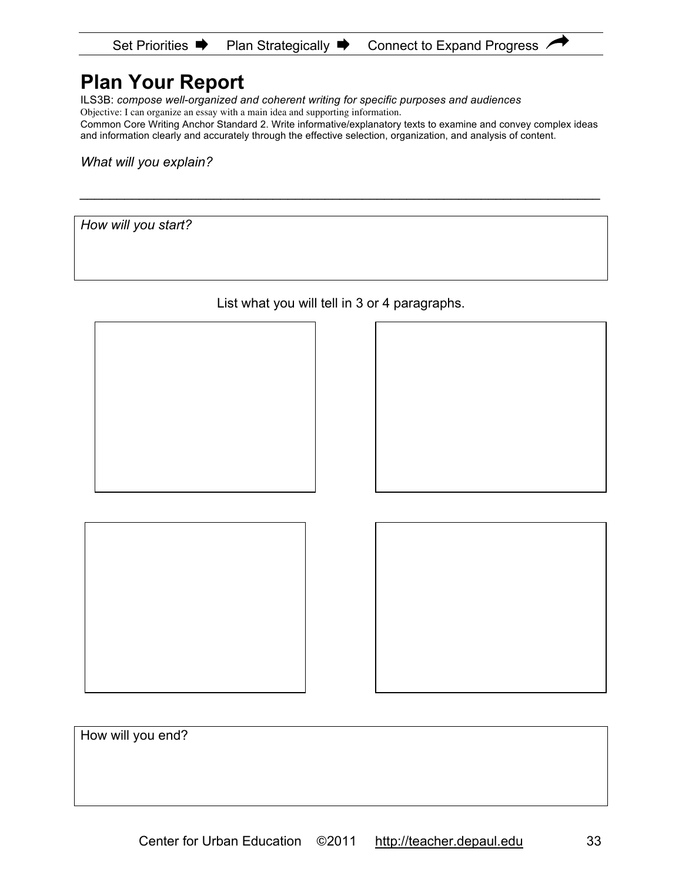Set Priorities ➡ Plan Strategically ➡ Connect to Expand Progress

# Plan Your Report

ILS3B: *compose well-organized and coherent writing for specific purposes and audiences*

Objective: I can organize an essay with a main idea and supporting information.

Common Core Writing Anchor Standard 2. Write informative/explanatory texts to examine and convey complex ideas and information clearly and accurately through the effective selection, organization, and analysis of content.

*What will you explain?*

______________________________________________________________________________

*How will you start?*

List what you will tell in 3 or 4 paragraphs.

How will you end?